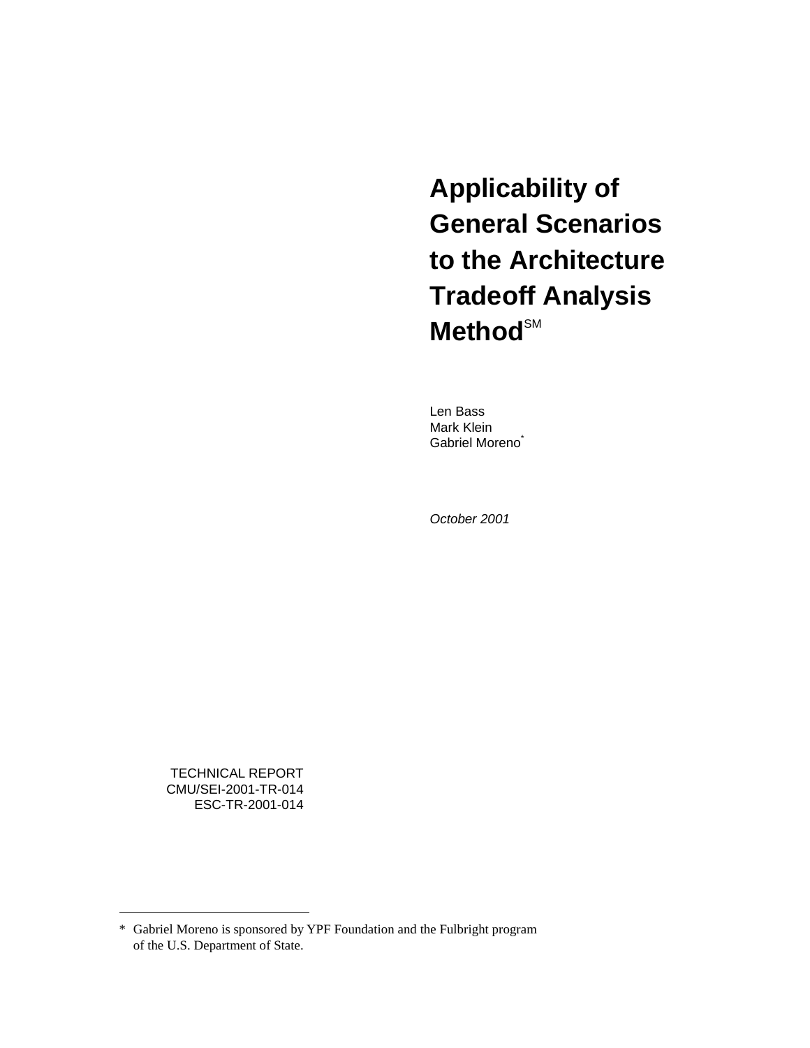# Applicability of General Scenarios to the Architecture Tradeoff Analysis Method[SM]

Len Bass
Mark Klein
Gabriel Moreno[*]

*October 2001*

TECHNICAL REPORT
CMU/SEI-2001-TR-014
ESC-TR-2001-014

---

* Gabriel Moreno is sponsored by YPF Foundation and the Fulbright program of the U.S. Department of State.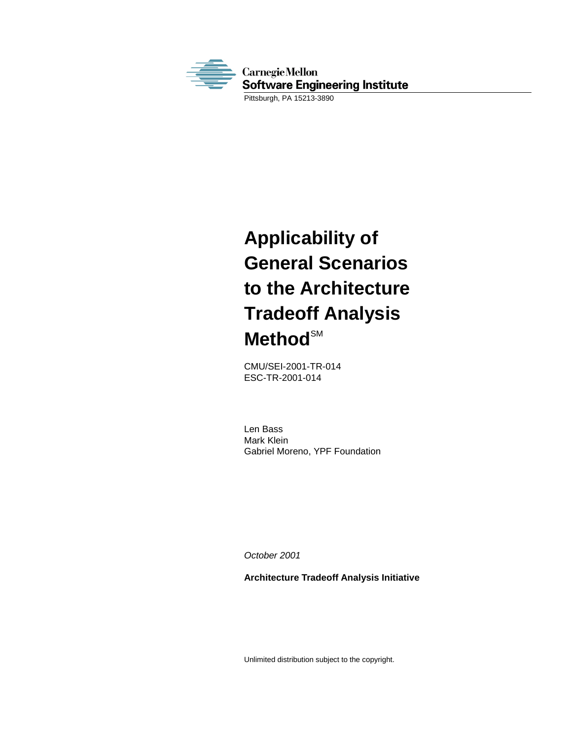Carnegie Mellon
Software Engineering Institute
Pittsburgh, PA 15213-3890

# Applicability of General Scenarios to the Architecture Tradeoff Analysis Method[SM]

CMU/SEI-2001-TR-014
ESC-TR-2001-014

Len Bass
Mark Klein
Gabriel Moreno, YPF Foundation

*October 2001*

**Architecture Tradeoff Analysis Initiative**

Unlimited distribution subject to the copyright.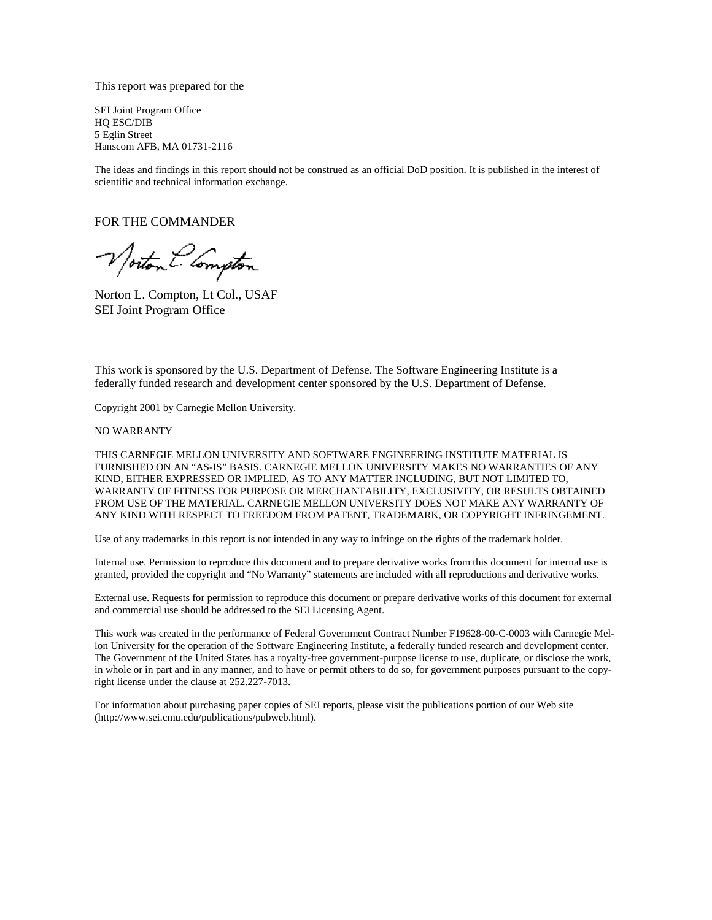This report was prepared for the

SEI Joint Program Office
HQ ESC/DIB
5 Eglin Street
Hanscom AFB, MA 01731-2116

The ideas and findings in this report should not be construed as an official DoD position. It is published in the interest of scientific and technical information exchange.

FOR THE COMMANDER

Norton L. Compton, Lt Col., USAF
SEI Joint Program Office

This work is sponsored by the U.S. Department of Defense. The Software Engineering Institute is a federally funded research and development center sponsored by the U.S. Department of Defense.

Copyright 2001 by Carnegie Mellon University.

NO WARRANTY

THIS CARNEGIE MELLON UNIVERSITY AND SOFTWARE ENGINEERING INSTITUTE MATERIAL IS FURNISHED ON AN "AS-IS" BASIS. CARNEGIE MELLON UNIVERSITY MAKES NO WARRANTIES OF ANY KIND, EITHER EXPRESSED OR IMPLIED, AS TO ANY MATTER INCLUDING, BUT NOT LIMITED TO, WARRANTY OF FITNESS FOR PURPOSE OR MERCHANTABILITY, EXCLUSIVITY, OR RESULTS OBTAINED FROM USE OF THE MATERIAL. CARNEGIE MELLON UNIVERSITY DOES NOT MAKE ANY WARRANTY OF ANY KIND WITH RESPECT TO FREEDOM FROM PATENT, TRADEMARK, OR COPYRIGHT INFRINGEMENT.

Use of any trademarks in this report is not intended in any way to infringe on the rights of the trademark holder.

Internal use. Permission to reproduce this document and to prepare derivative works from this document for internal use is granted, provided the copyright and "No Warranty" statements are included with all reproductions and derivative works.

External use. Requests for permission to reproduce this document or prepare derivative works of this document for external and commercial use should be addressed to the SEI Licensing Agent.

This work was created in the performance of Federal Government Contract Number F19628-00-C-0003 with Carnegie Mellon University for the operation of the Software Engineering Institute, a federally funded research and development center. The Government of the United States has a royalty-free government-purpose license to use, duplicate, or disclose the work, in whole or in part and in any manner, and to have or permit others to do so, for government purposes pursuant to the copyright license under the clause at 252.227-7013.

For information about purchasing paper copies of SEI reports, please visit the publications portion of our Web site (http://www.sei.cmu.edu/publications/pubweb.html).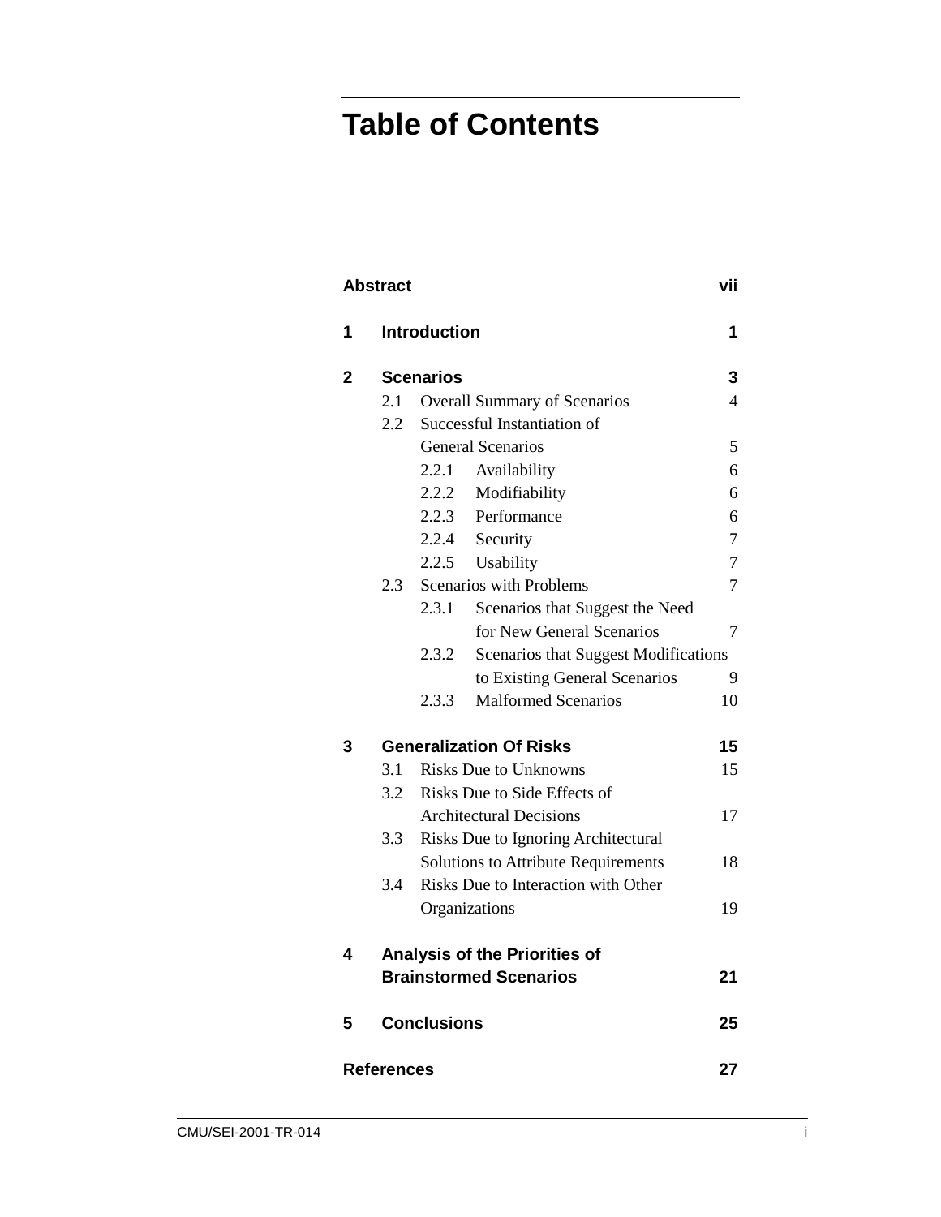# Table of Contents

| | | |
|---|---|---|
| **Abstract** | | **vii** |
| **1** | **Introduction** | **1** |
| **2** | **Scenarios** | **3** |
| | 2.1 Overall Summary of Scenarios | 4 |
| | 2.2 Successful Instantiation of General Scenarios | 5 |
| | 2.2.1 Availability | 6 |
| | 2.2.2 Modifiability | 6 |
| | 2.2.3 Performance | 6 |
| | 2.2.4 Security | 7 |
| | 2.2.5 Usability | 7 |
| | 2.3 Scenarios with Problems | 7 |
| | 2.3.1 Scenarios that Suggest the Need for New General Scenarios | 7 |
| | 2.3.2 Scenarios that Suggest Modifications to Existing General Scenarios | 9 |
| | 2.3.3 Malformed Scenarios | 10 |
| **3** | **Generalization Of Risks** | **15** |
| | 3.1 Risks Due to Unknowns | 15 |
| | 3.2 Risks Due to Side Effects of Architectural Decisions | 17 |
| | 3.3 Risks Due to Ignoring Architectural Solutions to Attribute Requirements | 18 |
| | 3.4 Risks Due to Interaction with Other Organizations | 19 |
| **4** | **Analysis of the Priorities of Brainstormed Scenarios** | **21** |
| **5** | **Conclusions** | **25** |
| **References** | | **27** |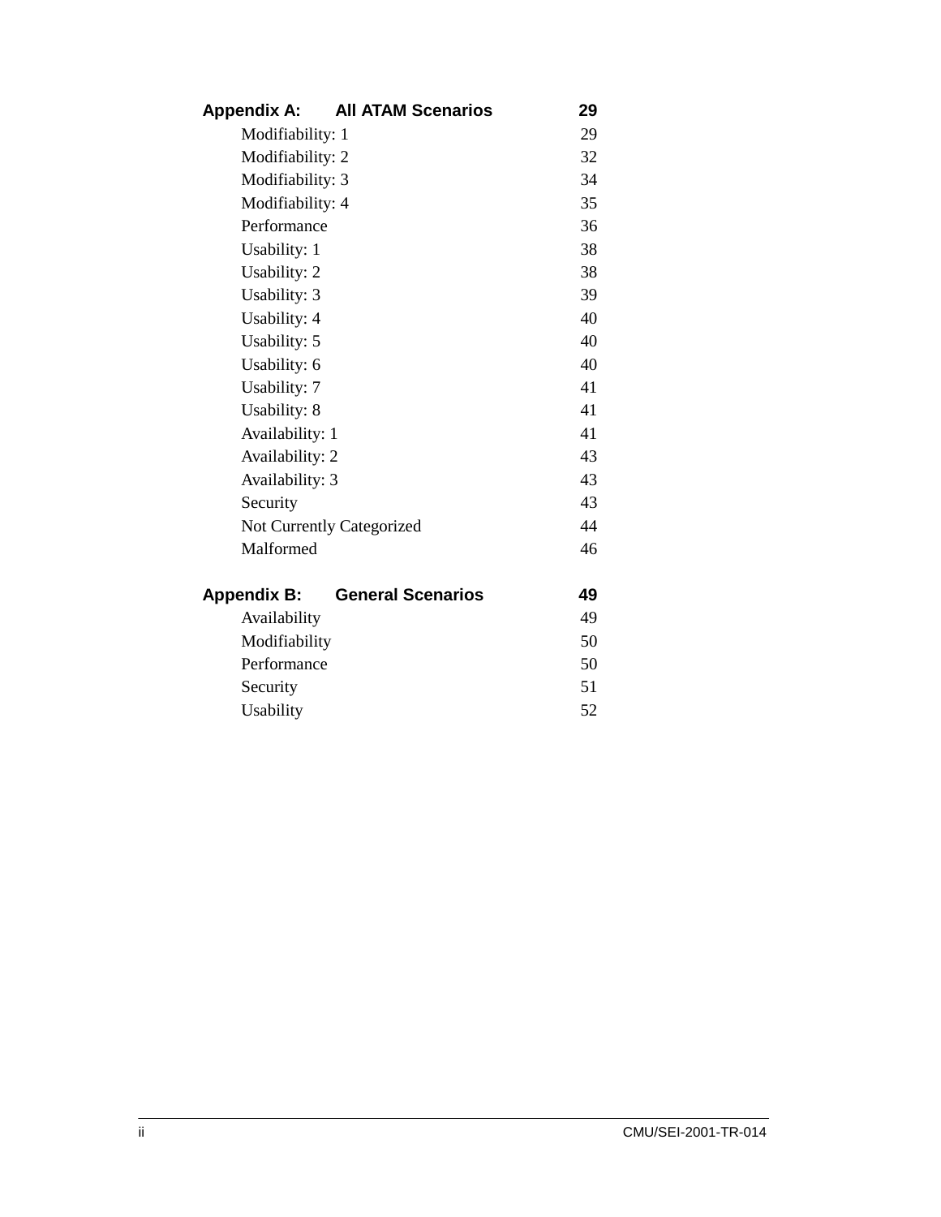| | |
|---|---|
| **Appendix A: All ATAM Scenarios** | **29** |
| Modifiability: 1 | 29 |
| Modifiability: 2 | 32 |
| Modifiability: 3 | 34 |
| Modifiability: 4 | 35 |
| Performance | 36 |
| Usability: 1 | 38 |
| Usability: 2 | 38 |
| Usability: 3 | 39 |
| Usability: 4 | 40 |
| Usability: 5 | 40 |
| Usability: 6 | 40 |
| Usability: 7 | 41 |
| Usability: 8 | 41 |
| Availability: 1 | 41 |
| Availability: 2 | 43 |
| Availability: 3 | 43 |
| Security | 43 |
| Not Currently Categorized | 44 |
| Malformed | 46 |
| **Appendix B: General Scenarios** | **49** |
| Availability | 49 |
| Modifiability | 50 |
| Performance | 50 |
| Security | 51 |
| Usability | 52 |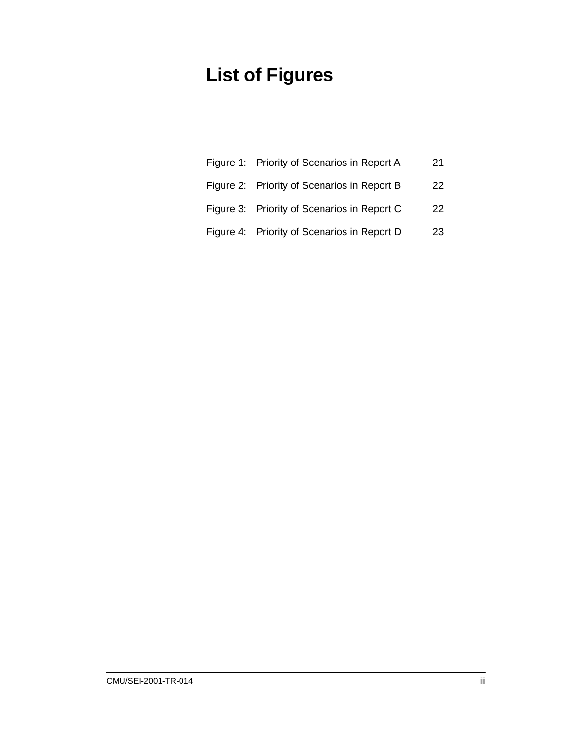# List of Figures

| | | |
|---|---|---|
| Figure 1: | Priority of Scenarios in Report A | 21 |
| Figure 2: | Priority of Scenarios in Report B | 22 |
| Figure 3: | Priority of Scenarios in Report C | 22 |
| Figure 4: | Priority of Scenarios in Report D | 23 |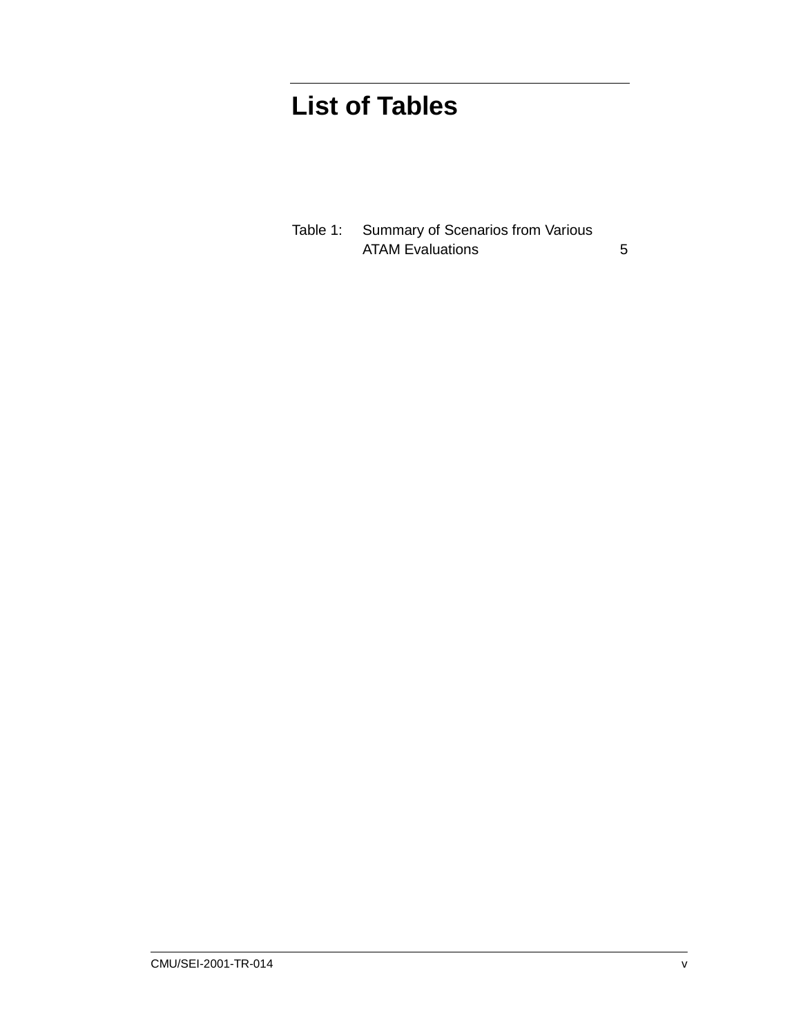# List of Tables

Table 1: Summary of Scenarios from Various ATAM Evaluations 5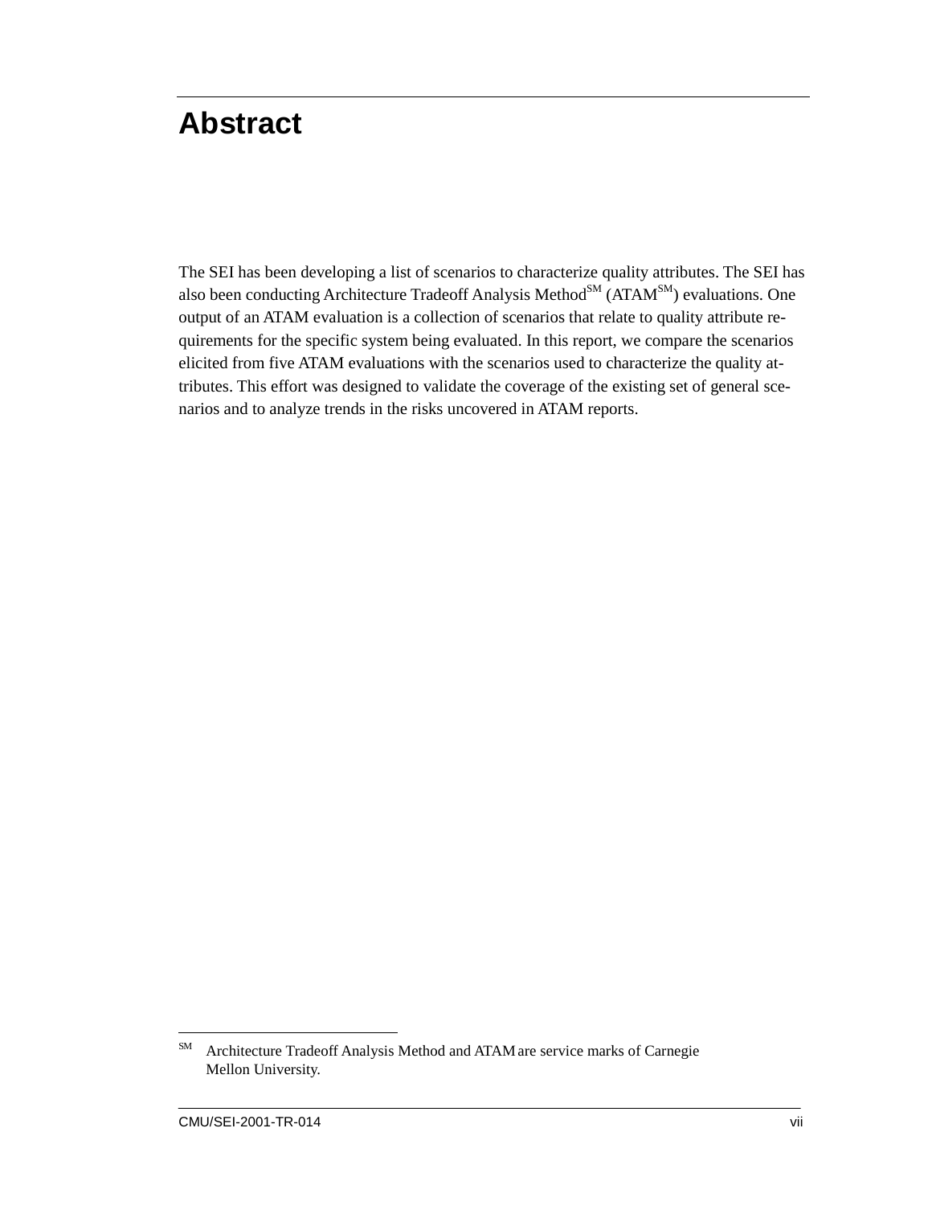# Abstract

The SEI has been developing a list of scenarios to characterize quality attributes. The SEI has also been conducting Architecture Tradeoff Analysis Method[SM] (ATAM[SM]) evaluations. One output of an ATAM evaluation is a collection of scenarios that relate to quality attribute requirements for the specific system being evaluated. In this report, we compare the scenarios elicited from five ATAM evaluations with the scenarios used to characterize the quality attributes. This effort was designed to validate the coverage of the existing set of general scenarios and to analyze trends in the risks uncovered in ATAM reports.

[SM] Architecture Tradeoff Analysis Method and ATAM are service marks of Carnegie Mellon University.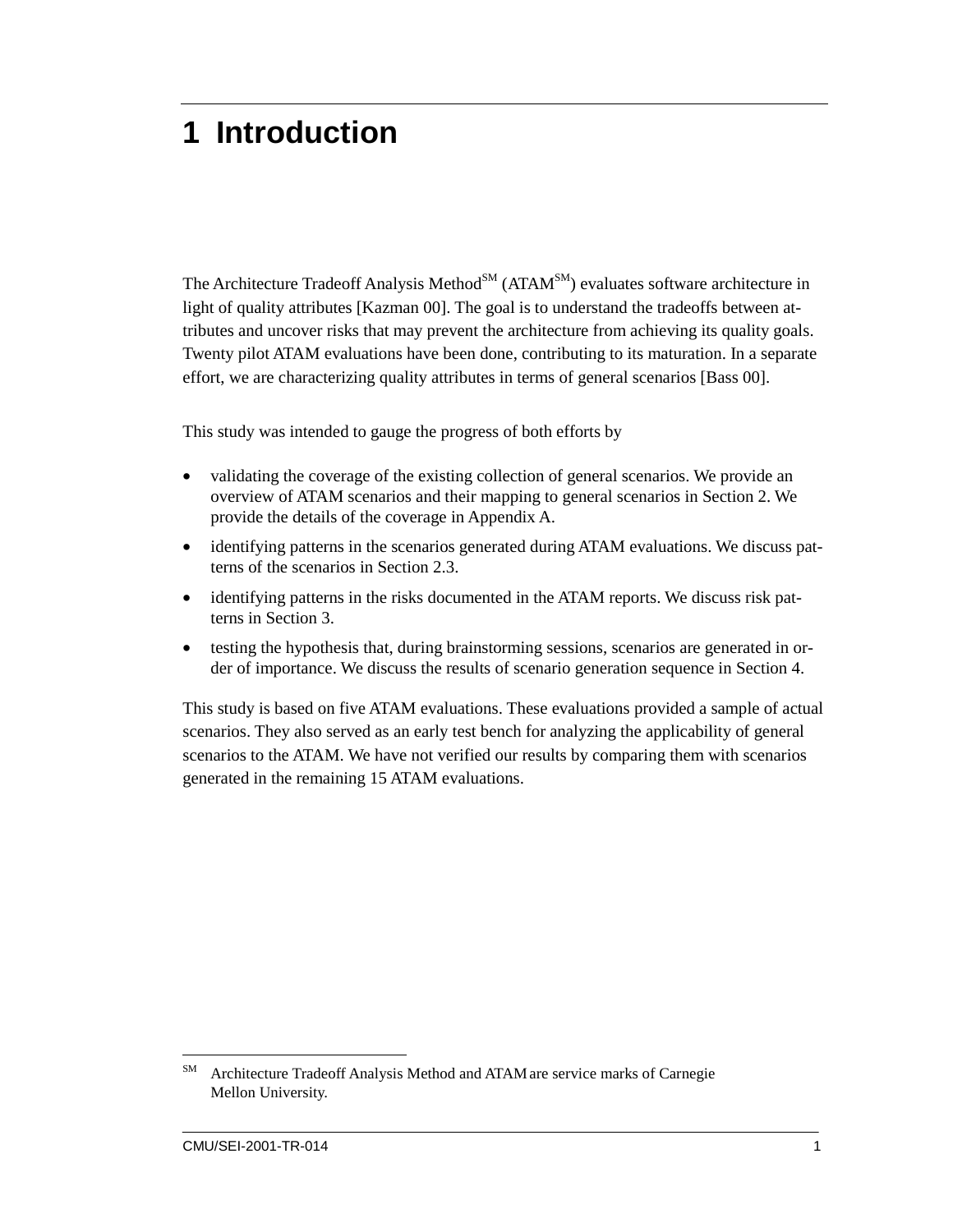# 1 Introduction

The Architecture Tradeoff Analysis Method[SM] (ATAM[SM]) evaluates software architecture in light of quality attributes [Kazman 00]. The goal is to understand the tradeoffs between attributes and uncover risks that may prevent the architecture from achieving its quality goals. Twenty pilot ATAM evaluations have been done, contributing to its maturation. In a separate effort, we are characterizing quality attributes in terms of general scenarios [Bass 00].

This study was intended to gauge the progress of both efforts by

- validating the coverage of the existing collection of general scenarios. We provide an overview of ATAM scenarios and their mapping to general scenarios in Section 2. We provide the details of the coverage in Appendix A.
- identifying patterns in the scenarios generated during ATAM evaluations. We discuss patterns of the scenarios in Section 2.3.
- identifying patterns in the risks documented in the ATAM reports. We discuss risk patterns in Section 3.
- testing the hypothesis that, during brainstorming sessions, scenarios are generated in order of importance. We discuss the results of scenario generation sequence in Section 4.

This study is based on five ATAM evaluations. These evaluations provided a sample of actual scenarios. They also served as an early test bench for analyzing the applicability of general scenarios to the ATAM. We have not verified our results by comparing them with scenarios generated in the remaining 15 ATAM evaluations.

---

[SM] Architecture Tradeoff Analysis Method and ATAM are service marks of Carnegie Mellon University.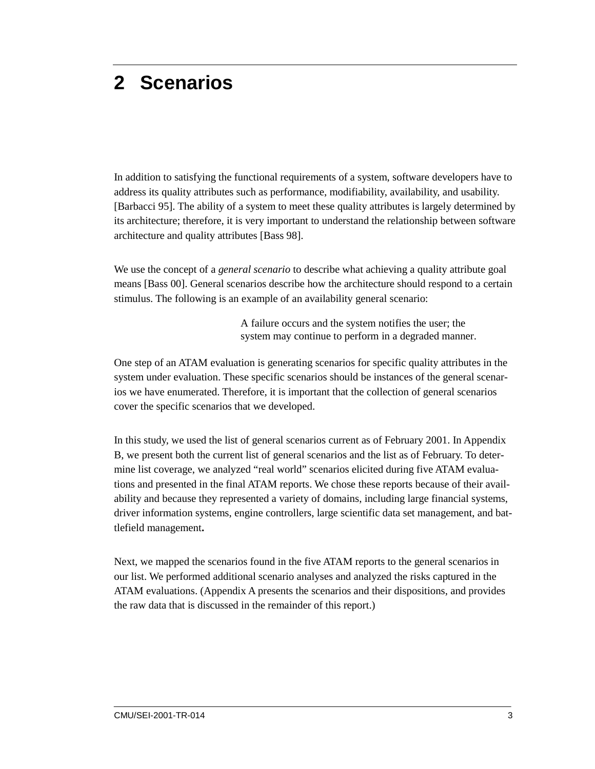# 2 Scenarios

In addition to satisfying the functional requirements of a system, software developers have to address its quality attributes such as performance, modifiability, availability, and usability. [Barbacci 95]. The ability of a system to meet these quality attributes is largely determined by its architecture; therefore, it is very important to understand the relationship between software architecture and quality attributes [Bass 98].

We use the concept of a *general scenario* to describe what achieving a quality attribute goal means [Bass 00]. General scenarios describe how the architecture should respond to a certain stimulus. The following is an example of an availability general scenario:

> A failure occurs and the system notifies the user; the system may continue to perform in a degraded manner.

One step of an ATAM evaluation is generating scenarios for specific quality attributes in the system under evaluation. These specific scenarios should be instances of the general scenarios we have enumerated. Therefore, it is important that the collection of general scenarios cover the specific scenarios that we developed.

In this study, we used the list of general scenarios current as of February 2001. In Appendix B, we present both the current list of general scenarios and the list as of February. To determine list coverage, we analyzed "real world" scenarios elicited during five ATAM evaluations and presented in the final ATAM reports. We chose these reports because of their availability and because they represented a variety of domains, including large financial systems, driver information systems, engine controllers, large scientific data set management, and battlefield management**.**

Next, we mapped the scenarios found in the five ATAM reports to the general scenarios in our list. We performed additional scenario analyses and analyzed the risks captured in the ATAM evaluations. (Appendix A presents the scenarios and their dispositions, and provides the raw data that is discussed in the remainder of this report.)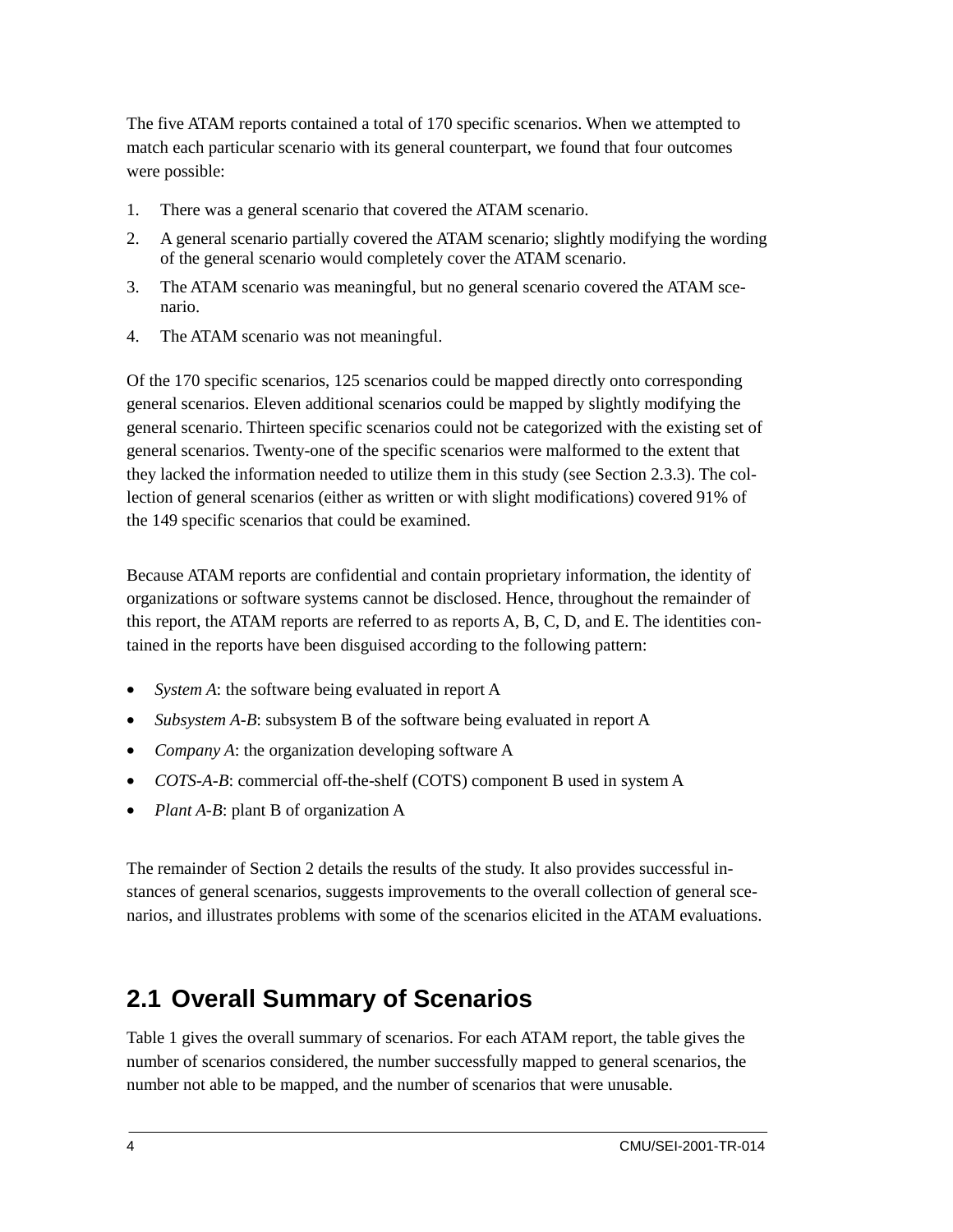The five ATAM reports contained a total of 170 specific scenarios. When we attempted to match each particular scenario with its general counterpart, we found that four outcomes were possible:

1. There was a general scenario that covered the ATAM scenario.
2. A general scenario partially covered the ATAM scenario; slightly modifying the wording of the general scenario would completely cover the ATAM scenario.
3. The ATAM scenario was meaningful, but no general scenario covered the ATAM scenario.
4. The ATAM scenario was not meaningful.

Of the 170 specific scenarios, 125 scenarios could be mapped directly onto corresponding general scenarios. Eleven additional scenarios could be mapped by slightly modifying the general scenario. Thirteen specific scenarios could not be categorized with the existing set of general scenarios. Twenty-one of the specific scenarios were malformed to the extent that they lacked the information needed to utilize them in this study (see Section 2.3.3). The collection of general scenarios (either as written or with slight modifications) covered 91% of the 149 specific scenarios that could be examined.

Because ATAM reports are confidential and contain proprietary information, the identity of organizations or software systems cannot be disclosed. Hence, throughout the remainder of this report, the ATAM reports are referred to as reports A, B, C, D, and E. The identities contained in the reports have been disguised according to the following pattern:

- *System A*: the software being evaluated in report A
- *Subsystem A-B*: subsystem B of the software being evaluated in report A
- *Company A*: the organization developing software A
- *COTS-A-B*: commercial off-the-shelf (COTS) component B used in system A
- *Plant A-B*: plant B of organization A

The remainder of Section 2 details the results of the study. It also provides successful instances of general scenarios, suggests improvements to the overall collection of general scenarios, and illustrates problems with some of the scenarios elicited in the ATAM evaluations.

## 2.1 Overall Summary of Scenarios

Table 1 gives the overall summary of scenarios. For each ATAM report, the table gives the number of scenarios considered, the number successfully mapped to general scenarios, the number not able to be mapped, and the number of scenarios that were unusable.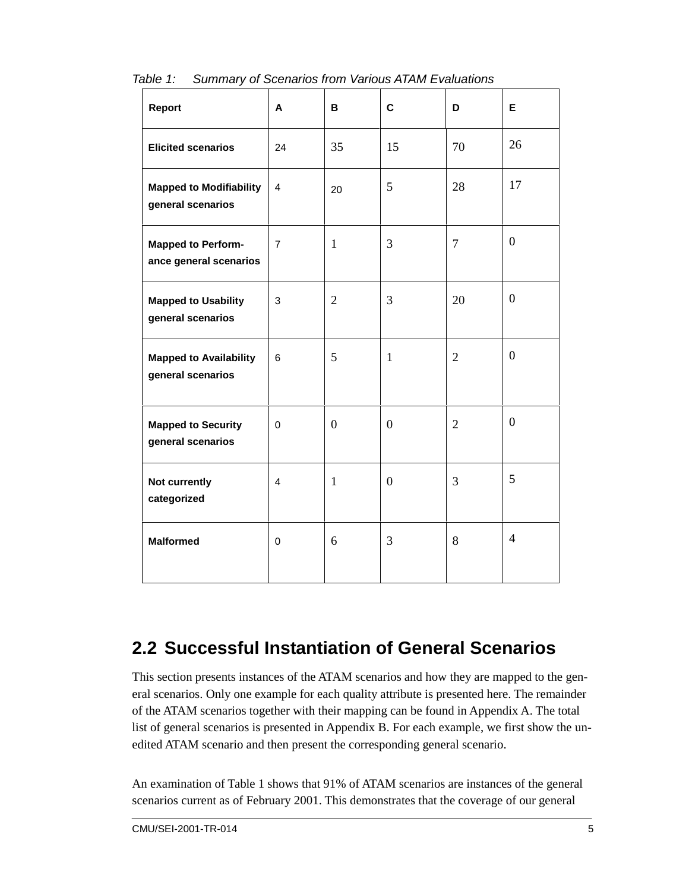*Table 1: Summary of Scenarios from Various ATAM Evaluations*

| Report | A | B | C | D | E |
|---|---|---|---|---|---|
| **Elicited scenarios** | 24 | 35 | 15 | 70 | 26 |
| **Mapped to Modifiability general scenarios** | 4 | 20 | 5 | 28 | 17 |
| **Mapped to Perform-ance general scenarios** | 7 | 1 | 3 | 7 | 0 |
| **Mapped to Usability general scenarios** | 3 | 2 | 3 | 20 | 0 |
| **Mapped to Availability general scenarios** | 6 | 5 | 1 | 2 | 0 |
| **Mapped to Security general scenarios** | 0 | 0 | 0 | 2 | 0 |
| **Not currently categorized** | 4 | 1 | 0 | 3 | 5 |
| **Malformed** | 0 | 6 | 3 | 8 | 4 |

## 2.2 Successful Instantiation of General Scenarios

This section presents instances of the ATAM scenarios and how they are mapped to the general scenarios. Only one example for each quality attribute is presented here. The remainder of the ATAM scenarios together with their mapping can be found in Appendix A. The total list of general scenarios is presented in Appendix B. For each example, we first show the unedited ATAM scenario and then present the corresponding general scenario.

An examination of Table 1 shows that 91% of ATAM scenarios are instances of the general scenarios current as of February 2001. This demonstrates that the coverage of our general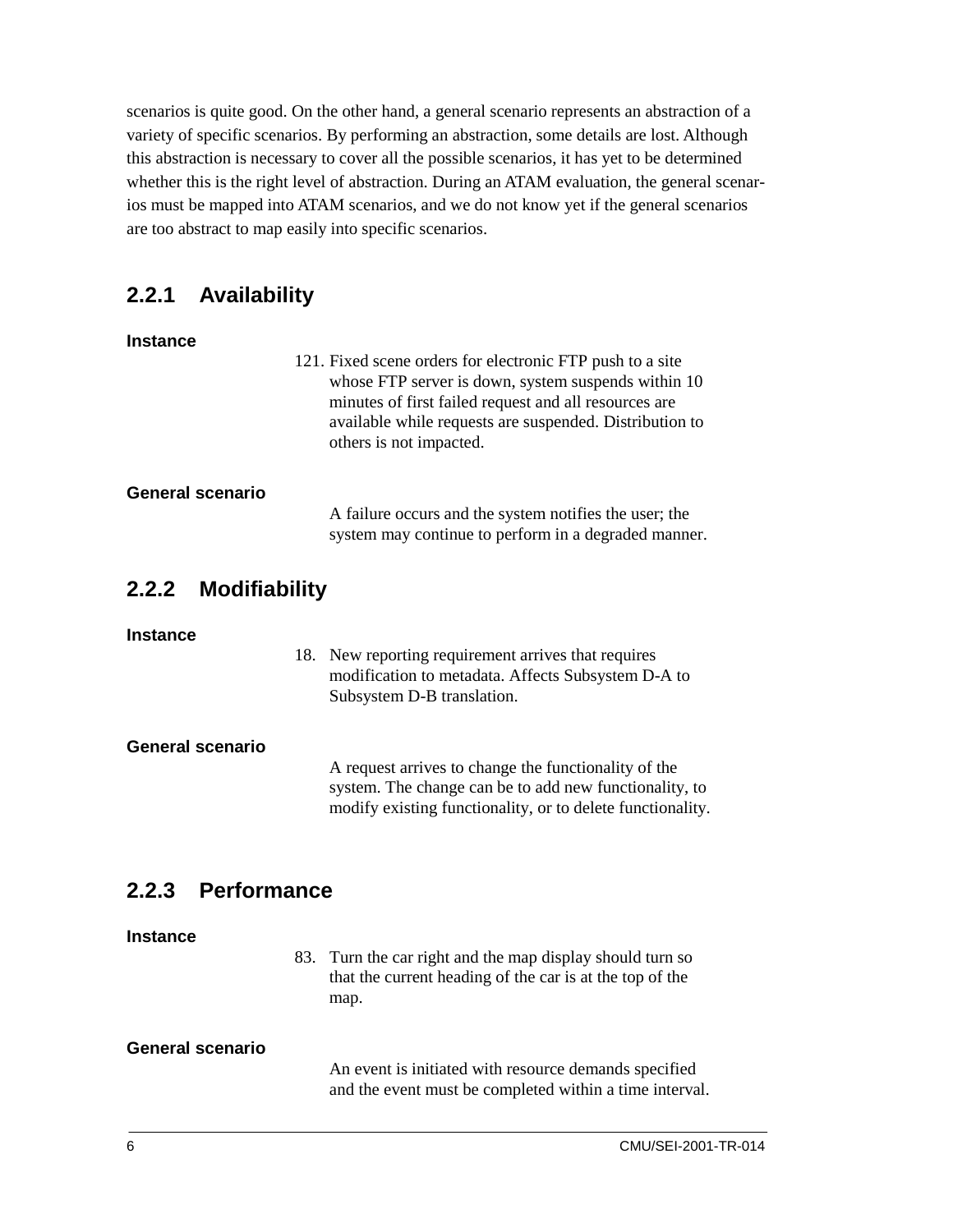scenarios is quite good. On the other hand, a general scenario represents an abstraction of a variety of specific scenarios. By performing an abstraction, some details are lost. Although this abstraction is necessary to cover all the possible scenarios, it has yet to be determined whether this is the right level of abstraction. During an ATAM evaluation, the general scenarios must be mapped into ATAM scenarios, and we do not know yet if the general scenarios are too abstract to map easily into specific scenarios.

### 2.2.1 Availability

**Instance**

121. Fixed scene orders for electronic FTP push to a site whose FTP server is down, system suspends within 10 minutes of first failed request and all resources are available while requests are suspended. Distribution to others is not impacted.

**General scenario**

A failure occurs and the system notifies the user; the system may continue to perform in a degraded manner.

### 2.2.2 Modifiability

**Instance**

18. New reporting requirement arrives that requires modification to metadata. Affects Subsystem D-A to Subsystem D-B translation.

**General scenario**

A request arrives to change the functionality of the system. The change can be to add new functionality, to modify existing functionality, or to delete functionality.

### 2.2.3 Performance

**Instance**

83. Turn the car right and the map display should turn so that the current heading of the car is at the top of the map.

**General scenario**

An event is initiated with resource demands specified and the event must be completed within a time interval.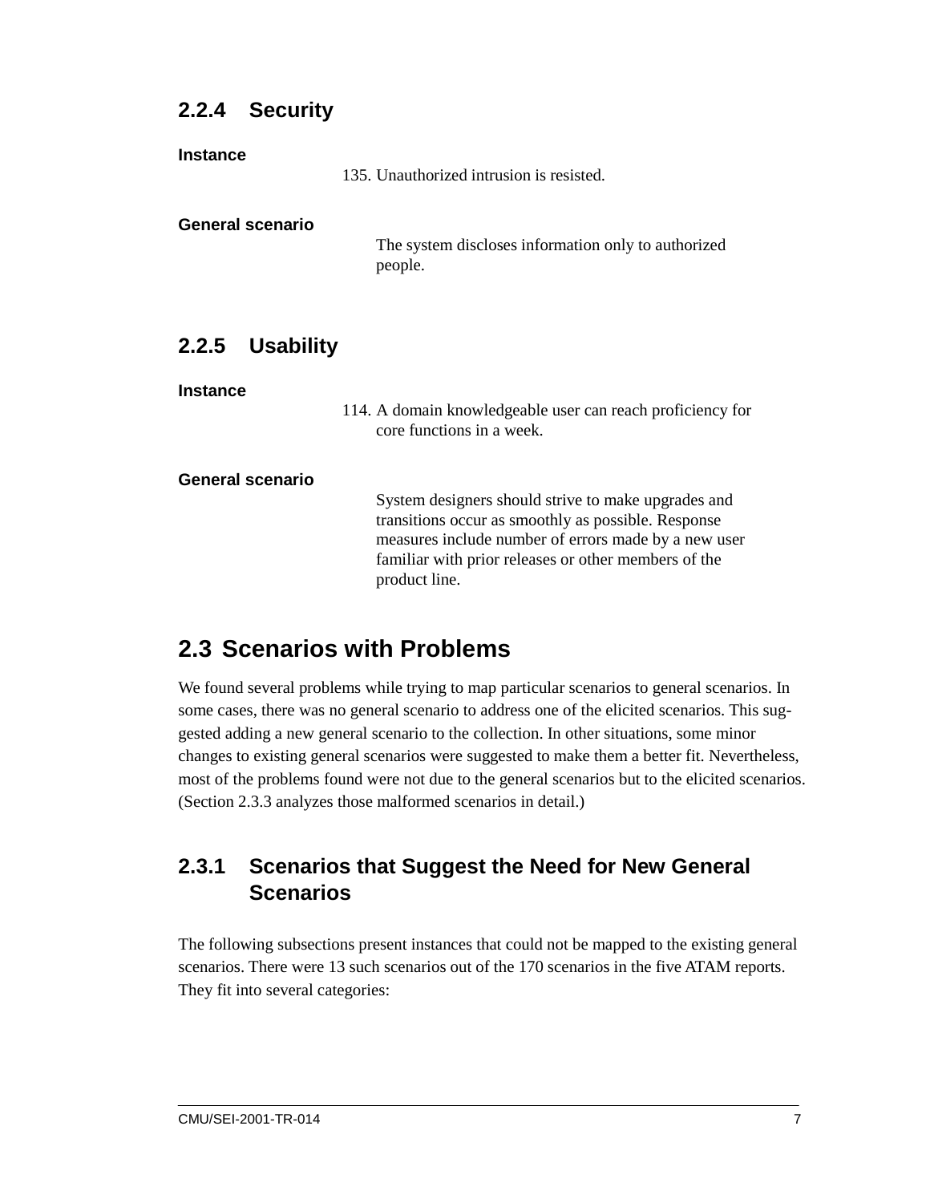### 2.2.4 Security

**Instance**

135. Unauthorized intrusion is resisted.

**General scenario**

The system discloses information only to authorized people.

### 2.2.5 Usability

**Instance**

114. A domain knowledgeable user can reach proficiency for core functions in a week.

**General scenario**

System designers should strive to make upgrades and transitions occur as smoothly as possible. Response measures include number of errors made by a new user familiar with prior releases or other members of the product line.

## 2.3 Scenarios with Problems

We found several problems while trying to map particular scenarios to general scenarios. In some cases, there was no general scenario to address one of the elicited scenarios. This suggested adding a new general scenario to the collection. In other situations, some minor changes to existing general scenarios were suggested to make them a better fit. Nevertheless, most of the problems found were not due to the general scenarios but to the elicited scenarios. (Section 2.3.3 analyzes those malformed scenarios in detail.)

### 2.3.1 Scenarios that Suggest the Need for New General Scenarios

The following subsections present instances that could not be mapped to the existing general scenarios. There were 13 such scenarios out of the 170 scenarios in the five ATAM reports. They fit into several categories: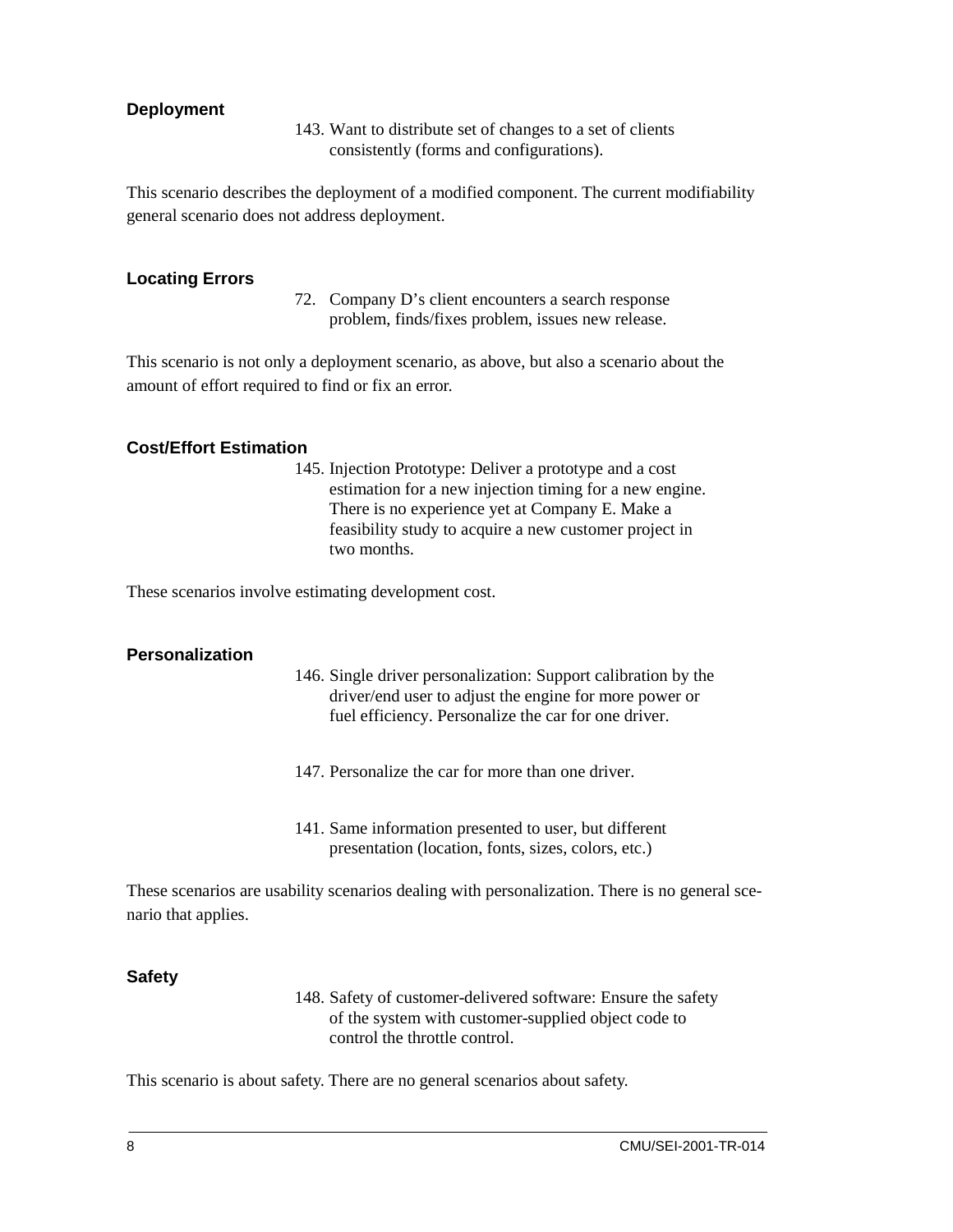### Deployment

143. Want to distribute set of changes to a set of clients consistently (forms and configurations).

This scenario describes the deployment of a modified component. The current modifiability general scenario does not address deployment.

### Locating Errors

72. Company D's client encounters a search response problem, finds/fixes problem, issues new release.

This scenario is not only a deployment scenario, as above, but also a scenario about the amount of effort required to find or fix an error.

### Cost/Effort Estimation

145. Injection Prototype: Deliver a prototype and a cost estimation for a new injection timing for a new engine. There is no experience yet at Company E. Make a feasibility study to acquire a new customer project in two months.

These scenarios involve estimating development cost.

### Personalization

146. Single driver personalization: Support calibration by the driver/end user to adjust the engine for more power or fuel efficiency. Personalize the car for one driver.

147. Personalize the car for more than one driver.

141. Same information presented to user, but different presentation (location, fonts, sizes, colors, etc.)

These scenarios are usability scenarios dealing with personalization. There is no general scenario that applies.

### Safety

148. Safety of customer-delivered software: Ensure the safety of the system with customer-supplied object code to control the throttle control.

This scenario is about safety. There are no general scenarios about safety.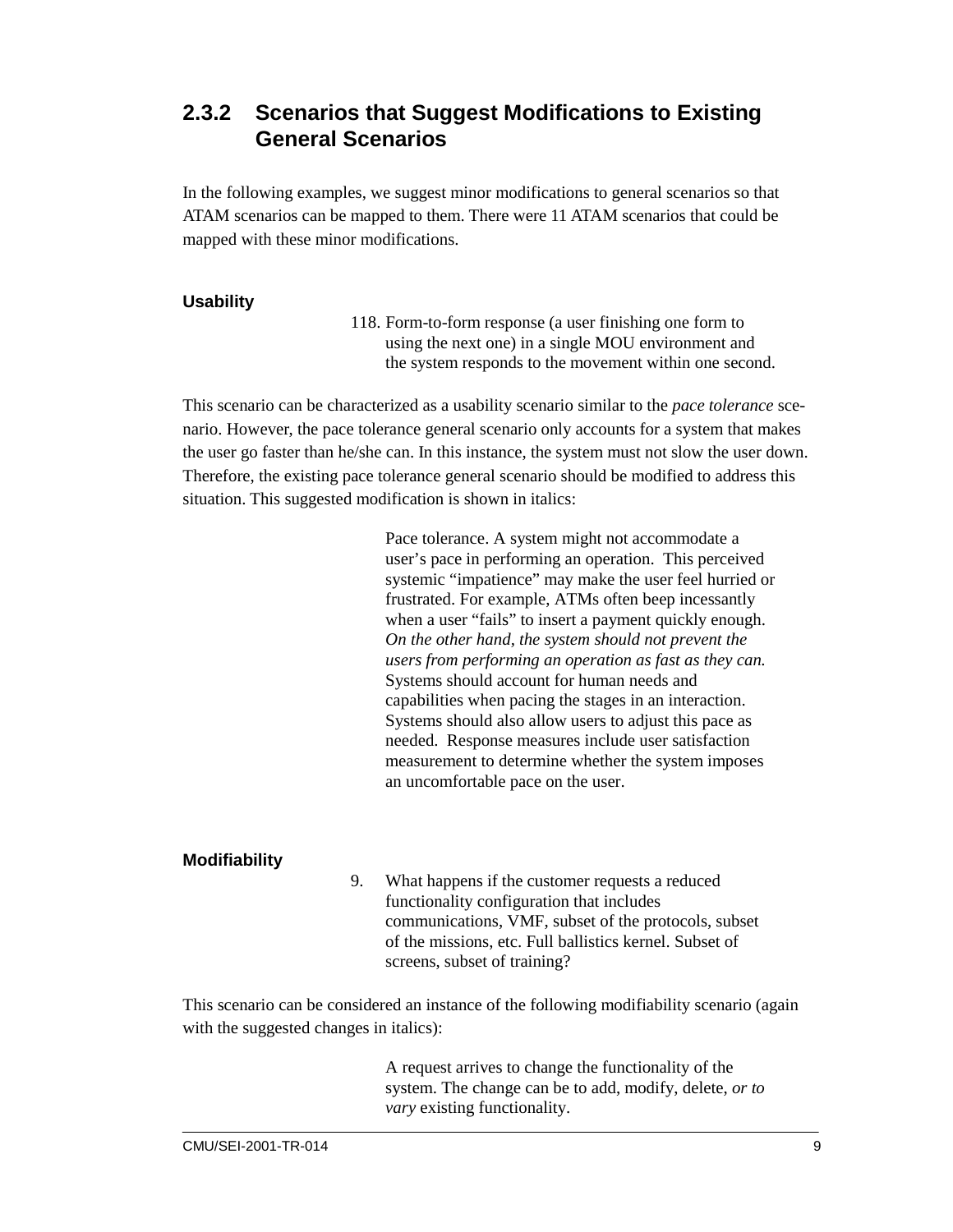### 2.3.2 Scenarios that Suggest Modifications to Existing General Scenarios

In the following examples, we suggest minor modifications to general scenarios so that ATAM scenarios can be mapped to them. There were 11 ATAM scenarios that could be mapped with these minor modifications.

#### Usability

> 118. Form-to-form response (a user finishing one form to using the next one) in a single MOU environment and the system responds to the movement within one second.

This scenario can be characterized as a usability scenario similar to the *pace tolerance* scenario. However, the pace tolerance general scenario only accounts for a system that makes the user go faster than he/she can. In this instance, the system must not slow the user down. Therefore, the existing pace tolerance general scenario should be modified to address this situation. This suggested modification is shown in italics:

> Pace tolerance. A system might not accommodate a user's pace in performing an operation. This perceived systemic "impatience" may make the user feel hurried or frustrated. For example, ATMs often beep incessantly when a user "fails" to insert a payment quickly enough. *On the other hand, the system should not prevent the users from performing an operation as fast as they can.* Systems should account for human needs and capabilities when pacing the stages in an interaction. Systems should also allow users to adjust this pace as needed. Response measures include user satisfaction measurement to determine whether the system imposes an uncomfortable pace on the user.

#### Modifiability

> 9. What happens if the customer requests a reduced functionality configuration that includes communications, VMF, subset of the protocols, subset of the missions, etc. Full ballistics kernel. Subset of screens, subset of training?

This scenario can be considered an instance of the following modifiability scenario (again with the suggested changes in italics):

> A request arrives to change the functionality of the system. The change can be to add, modify, delete, *or to vary* existing functionality.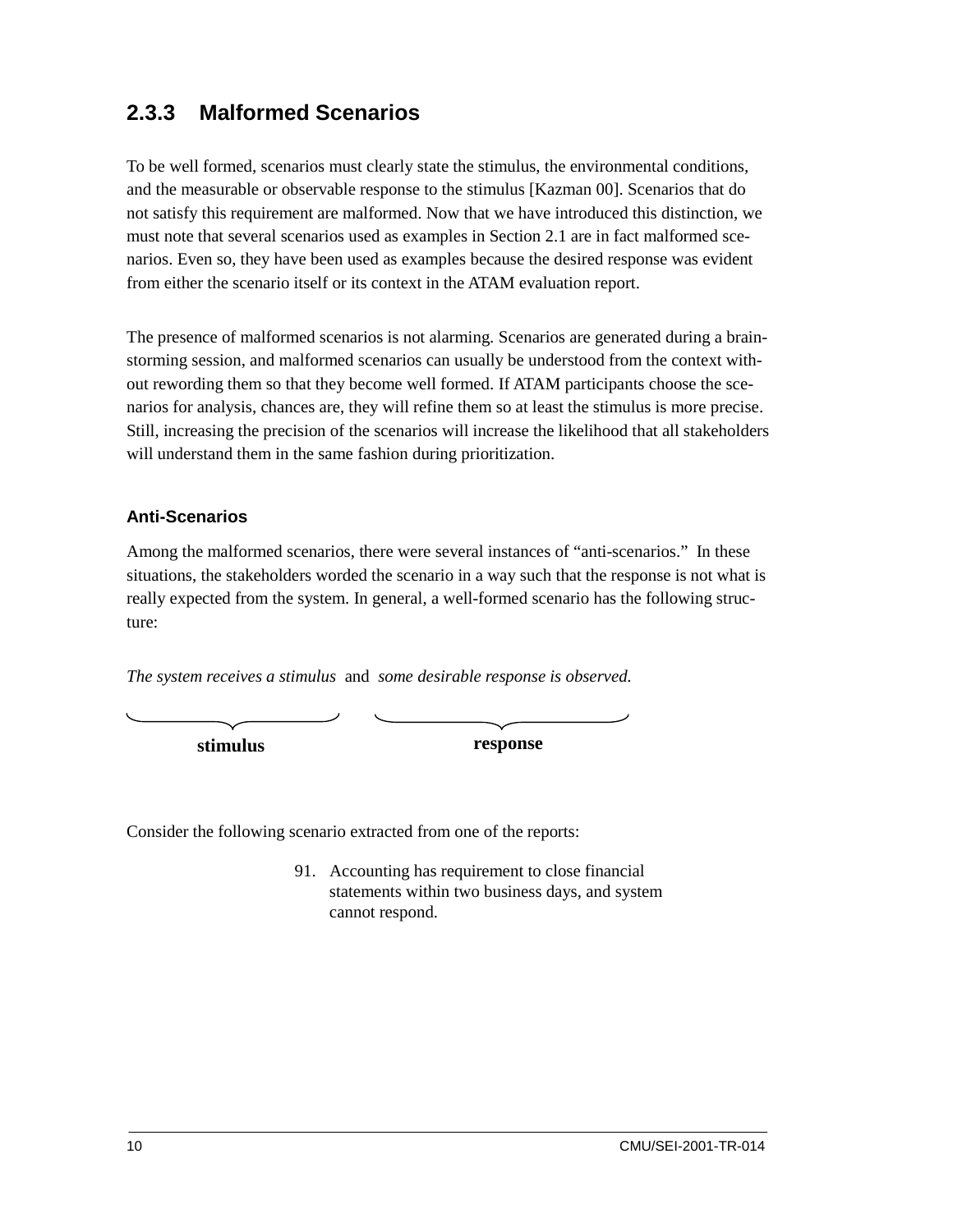### 2.3.3 Malformed Scenarios

To be well formed, scenarios must clearly state the stimulus, the environmental conditions, and the measurable or observable response to the stimulus [Kazman 00]. Scenarios that do not satisfy this requirement are malformed. Now that we have introduced this distinction, we must note that several scenarios used as examples in Section 2.1 are in fact malformed scenarios. Even so, they have been used as examples because the desired response was evident from either the scenario itself or its context in the ATAM evaluation report.

The presence of malformed scenarios is not alarming. Scenarios are generated during a brainstorming session, and malformed scenarios can usually be understood from the context without rewording them so that they become well formed. If ATAM participants choose the scenarios for analysis, chances are, they will refine them so at least the stimulus is more precise. Still, increasing the precision of the scenarios will increase the likelihood that all stakeholders will understand them in the same fashion during prioritization.

#### Anti-Scenarios

Among the malformed scenarios, there were several instances of "anti-scenarios." In these situations, the stakeholders worded the scenario in a way such that the response is not what is really expected from the system. In general, a well-formed scenario has the following structure:

*The system receives a stimulus* and *some desirable response is observed.*

**stimulus** (The system receives a stimulus) — **response** (some desirable response is observed)

Consider the following scenario extracted from one of the reports:

91. Accounting has requirement to close financial statements within two business days, and system cannot respond.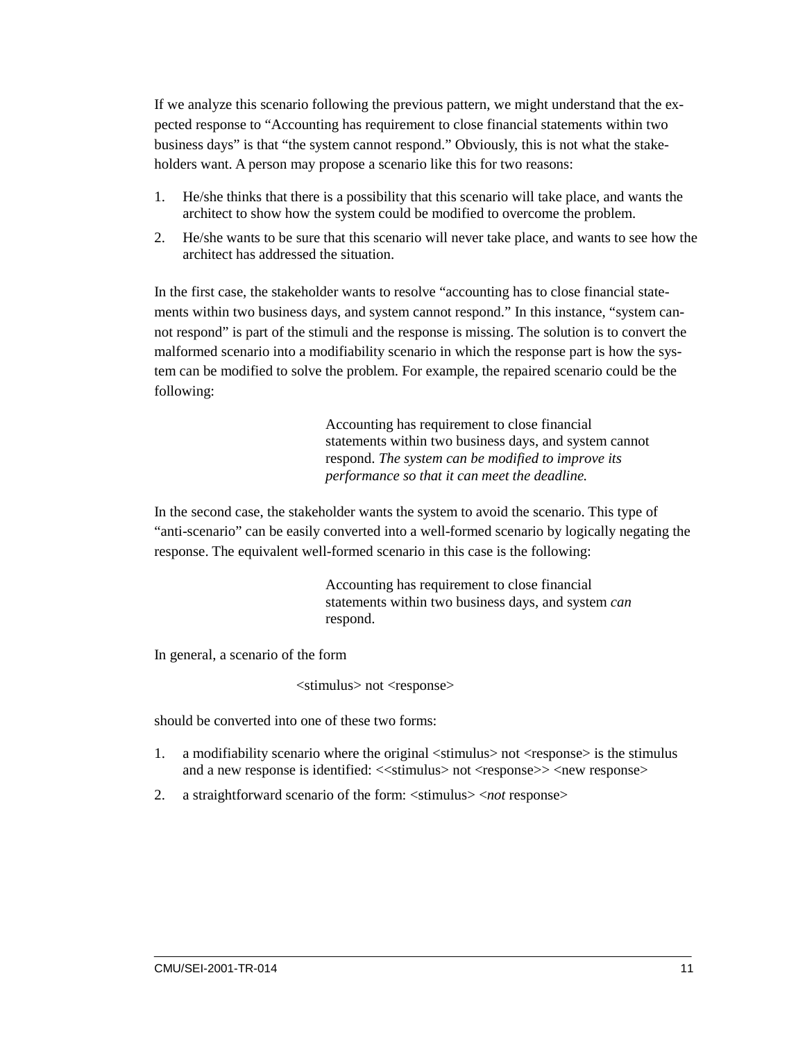If we analyze this scenario following the previous pattern, we might understand that the expected response to "Accounting has requirement to close financial statements within two business days" is that "the system cannot respond." Obviously, this is not what the stakeholders want. A person may propose a scenario like this for two reasons:

1. He/she thinks that there is a possibility that this scenario will take place, and wants the architect to show how the system could be modified to overcome the problem.
2. He/she wants to be sure that this scenario will never take place, and wants to see how the architect has addressed the situation.

In the first case, the stakeholder wants to resolve "accounting has to close financial statements within two business days, and system cannot respond." In this instance, "system cannot respond" is part of the stimuli and the response is missing. The solution is to convert the malformed scenario into a modifiability scenario in which the response part is how the system can be modified to solve the problem. For example, the repaired scenario could be the following:

> Accounting has requirement to close financial statements within two business days, and system cannot respond. *The system can be modified to improve its performance so that it can meet the deadline.*

In the second case, the stakeholder wants the system to avoid the scenario. This type of "anti-scenario" can be easily converted into a well-formed scenario by logically negating the response. The equivalent well-formed scenario in this case is the following:

> Accounting has requirement to close financial statements within two business days, and system *can* respond.

In general, a scenario of the form

> <stimulus> not <response>

should be converted into one of these two forms:

1. a modifiability scenario where the original <stimulus> not <response> is the stimulus and a new response is identified: <<stimulus> not <response>> <new response>
2. a straightforward scenario of the form: <stimulus> <*not* response>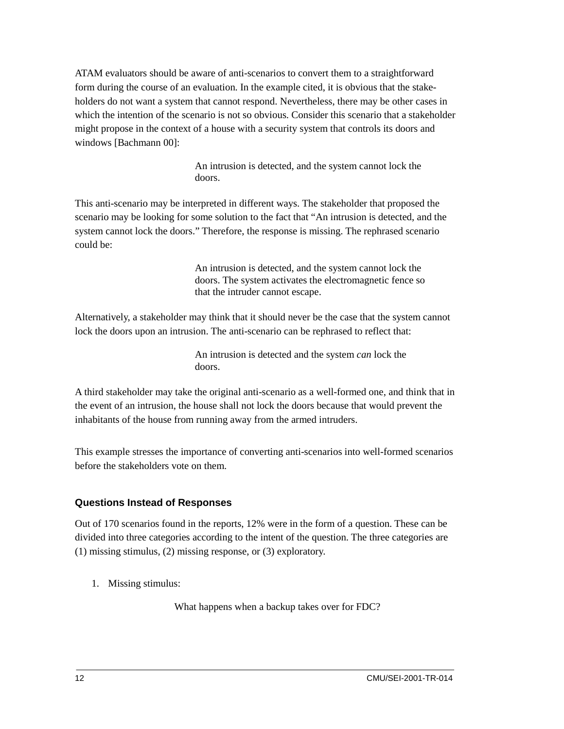ATAM evaluators should be aware of anti-scenarios to convert them to a straightforward form during the course of an evaluation. In the example cited, it is obvious that the stakeholders do not want a system that cannot respond. Nevertheless, there may be other cases in which the intention of the scenario is not so obvious. Consider this scenario that a stakeholder might propose in the context of a house with a security system that controls its doors and windows [Bachmann 00]:

> An intrusion is detected, and the system cannot lock the doors.

This anti-scenario may be interpreted in different ways. The stakeholder that proposed the scenario may be looking for some solution to the fact that "An intrusion is detected, and the system cannot lock the doors." Therefore, the response is missing. The rephrased scenario could be:

> An intrusion is detected, and the system cannot lock the doors. The system activates the electromagnetic fence so that the intruder cannot escape.

Alternatively, a stakeholder may think that it should never be the case that the system cannot lock the doors upon an intrusion. The anti-scenario can be rephrased to reflect that:

> An intrusion is detected and the system *can* lock the doors.

A third stakeholder may take the original anti-scenario as a well-formed one, and think that in the event of an intrusion, the house shall not lock the doors because that would prevent the inhabitants of the house from running away from the armed intruders.

This example stresses the importance of converting anti-scenarios into well-formed scenarios before the stakeholders vote on them.

### Questions Instead of Responses

Out of 170 scenarios found in the reports, 12% were in the form of a question. These can be divided into three categories according to the intent of the question. The three categories are (1) missing stimulus, (2) missing response, or (3) exploratory.

1. Missing stimulus:

   > What happens when a backup takes over for FDC?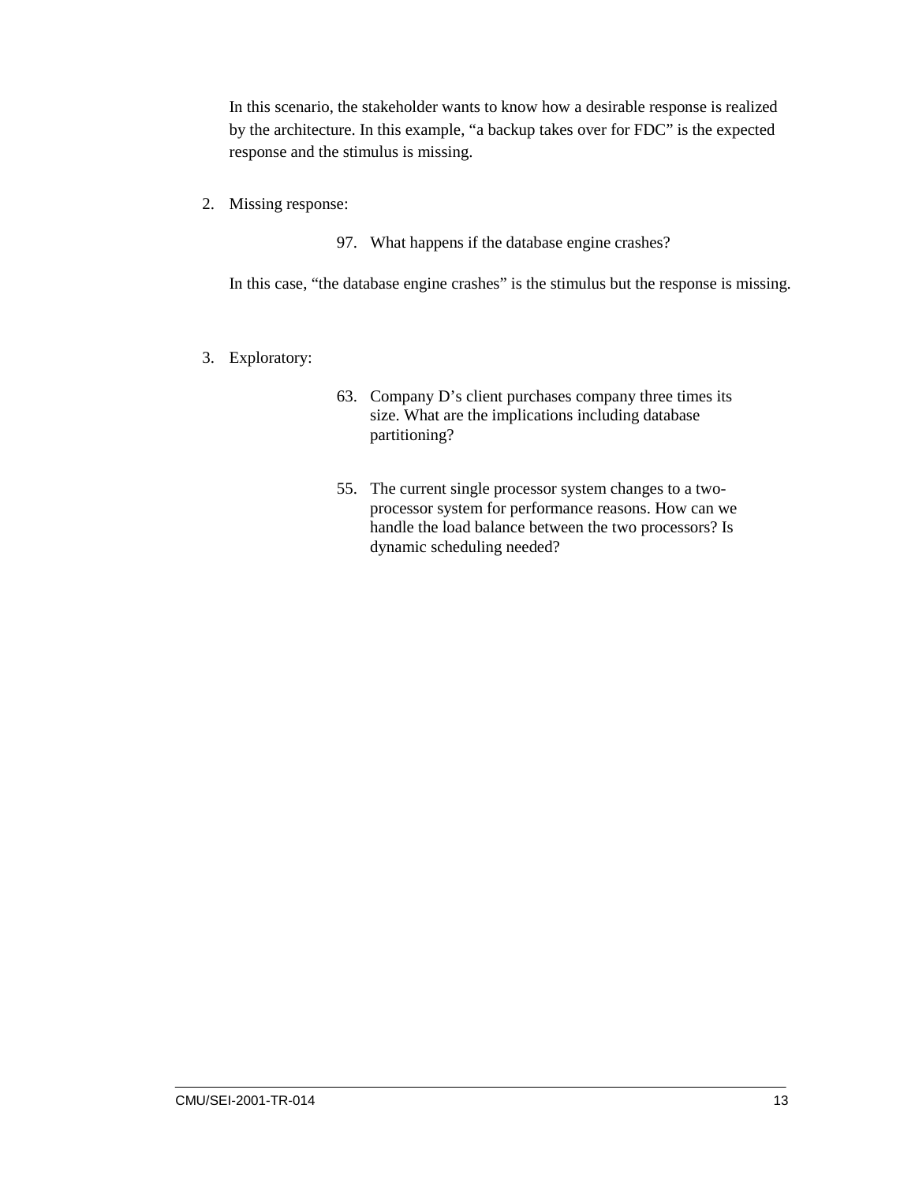In this scenario, the stakeholder wants to know how a desirable response is realized by the architecture. In this example, “a backup takes over for FDC” is the expected response and the stimulus is missing.

2. Missing response:

   97. What happens if the database engine crashes?

   In this case, “the database engine crashes” is the stimulus but the response is missing.

3. Exploratory:

   63. Company D’s client purchases company three times its size. What are the implications including database partitioning?

   55. The current single processor system changes to a two-processor system for performance reasons. How can we handle the load balance between the two processors? Is dynamic scheduling needed?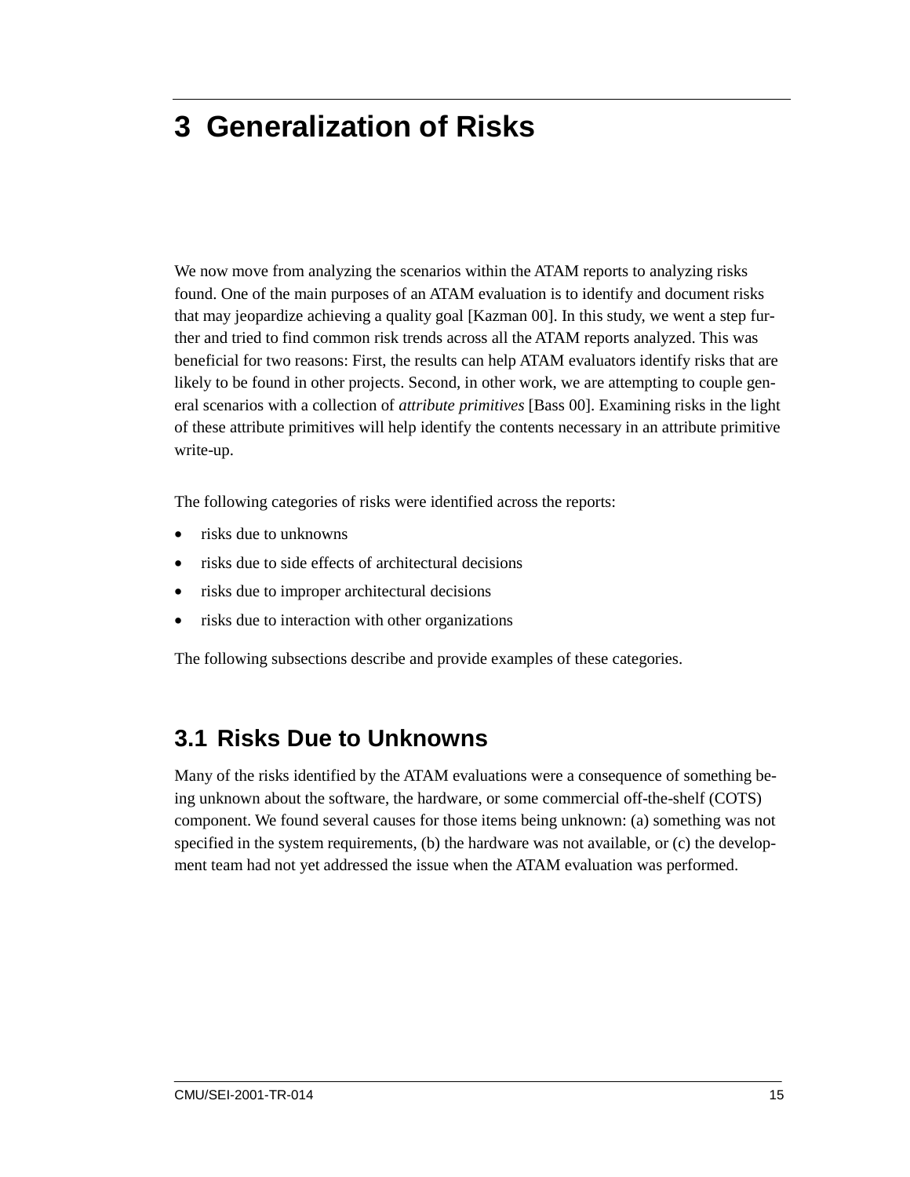# 3 Generalization of Risks

We now move from analyzing the scenarios within the ATAM reports to analyzing risks found. One of the main purposes of an ATAM evaluation is to identify and document risks that may jeopardize achieving a quality goal [Kazman 00]. In this study, we went a step further and tried to find common risk trends across all the ATAM reports analyzed. This was beneficial for two reasons: First, the results can help ATAM evaluators identify risks that are likely to be found in other projects. Second, in other work, we are attempting to couple general scenarios with a collection of *attribute primitives* [Bass 00]. Examining risks in the light of these attribute primitives will help identify the contents necessary in an attribute primitive write-up.

The following categories of risks were identified across the reports:

- risks due to unknowns
- risks due to side effects of architectural decisions
- risks due to improper architectural decisions
- risks due to interaction with other organizations

The following subsections describe and provide examples of these categories.

## 3.1 Risks Due to Unknowns

Many of the risks identified by the ATAM evaluations were a consequence of something being unknown about the software, the hardware, or some commercial off-the-shelf (COTS) component. We found several causes for those items being unknown: (a) something was not specified in the system requirements, (b) the hardware was not available, or (c) the development team had not yet addressed the issue when the ATAM evaluation was performed.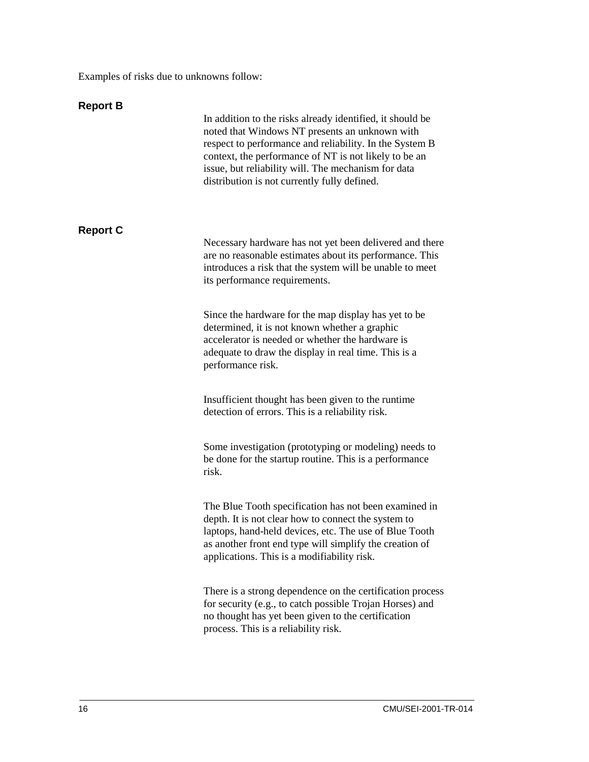Examples of risks due to unknowns follow:

**Report B**

In addition to the risks already identified, it should be noted that Windows NT presents an unknown with respect to performance and reliability. In the System B context, the performance of NT is not likely to be an issue, but reliability will. The mechanism for data distribution is not currently fully defined.

**Report C**

Necessary hardware has not yet been delivered and there are no reasonable estimates about its performance. This introduces a risk that the system will be unable to meet its performance requirements.

Since the hardware for the map display has yet to be determined, it is not known whether a graphic accelerator is needed or whether the hardware is adequate to draw the display in real time. This is a performance risk.

Insufficient thought has been given to the runtime detection of errors. This is a reliability risk.

Some investigation (prototyping or modeling) needs to be done for the startup routine. This is a performance risk.

The Blue Tooth specification has not been examined in depth. It is not clear how to connect the system to laptops, hand-held devices, etc. The use of Blue Tooth as another front end type will simplify the creation of applications. This is a modifiability risk.

There is a strong dependence on the certification process for security (e.g., to catch possible Trojan Horses) and no thought has yet been given to the certification process. This is a reliability risk.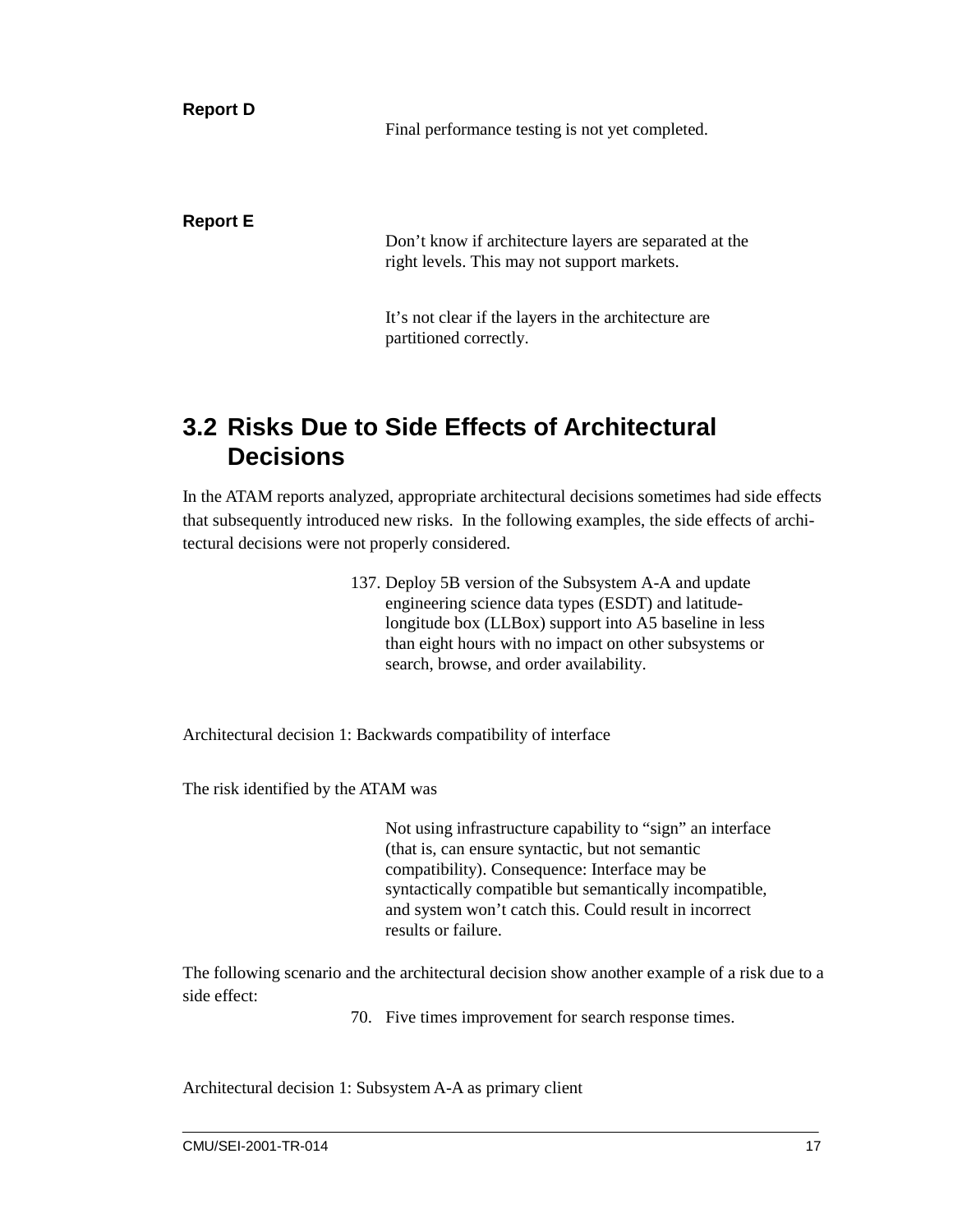**Report D**

Final performance testing is not yet completed.

**Report E**

Don't know if architecture layers are separated at the right levels. This may not support markets.

It's not clear if the layers in the architecture are partitioned correctly.

## 3.2 Risks Due to Side Effects of Architectural Decisions

In the ATAM reports analyzed, appropriate architectural decisions sometimes had side effects that subsequently introduced new risks. In the following examples, the side effects of architectural decisions were not properly considered.

137. Deploy 5B version of the Subsystem A-A and update engineering science data types (ESDT) and latitude-longitude box (LLBox) support into A5 baseline in less than eight hours with no impact on other subsystems or search, browse, and order availability.

Architectural decision 1: Backwards compatibility of interface

The risk identified by the ATAM was

> Not using infrastructure capability to "sign" an interface (that is, can ensure syntactic, but not semantic compatibility). Consequence: Interface may be syntactically compatible but semantically incompatible, and system won't catch this. Could result in incorrect results or failure.

The following scenario and the architectural decision show another example of a risk due to a side effect:

70. Five times improvement for search response times.

Architectural decision 1: Subsystem A-A as primary client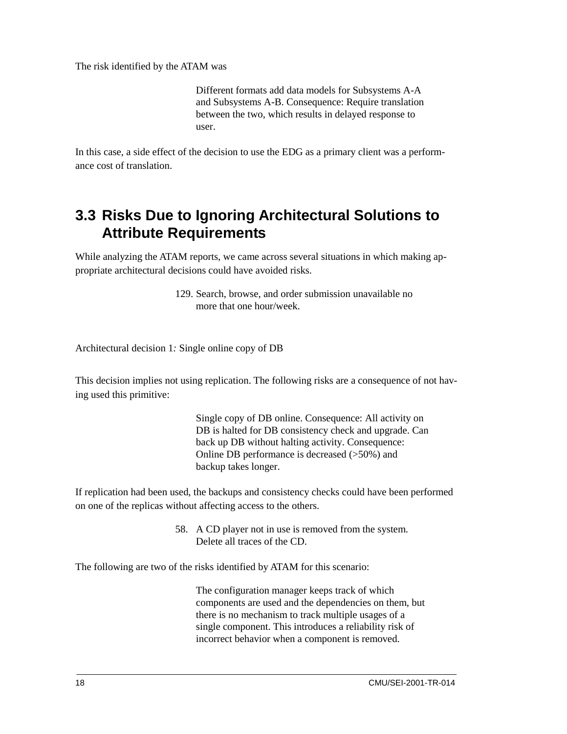The risk identified by the ATAM was

> Different formats add data models for Subsystems A-A and Subsystems A-B. Consequence: Require translation between the two, which results in delayed response to user.

In this case, a side effect of the decision to use the EDG as a primary client was a performance cost of translation.

## 3.3 Risks Due to Ignoring Architectural Solutions to Attribute Requirements

While analyzing the ATAM reports, we came across several situations in which making appropriate architectural decisions could have avoided risks.

> 129. Search, browse, and order submission unavailable no more that one hour/week.

Architectural decision 1*:* Single online copy of DB

This decision implies not using replication. The following risks are a consequence of not having used this primitive:

> Single copy of DB online. Consequence: All activity on DB is halted for DB consistency check and upgrade. Can back up DB without halting activity. Consequence: Online DB performance is decreased (>50%) and backup takes longer.

If replication had been used, the backups and consistency checks could have been performed on one of the replicas without affecting access to the others.

> 58. A CD player not in use is removed from the system. Delete all traces of the CD.

The following are two of the risks identified by ATAM for this scenario:

> The configuration manager keeps track of which components are used and the dependencies on them, but there is no mechanism to track multiple usages of a single component. This introduces a reliability risk of incorrect behavior when a component is removed.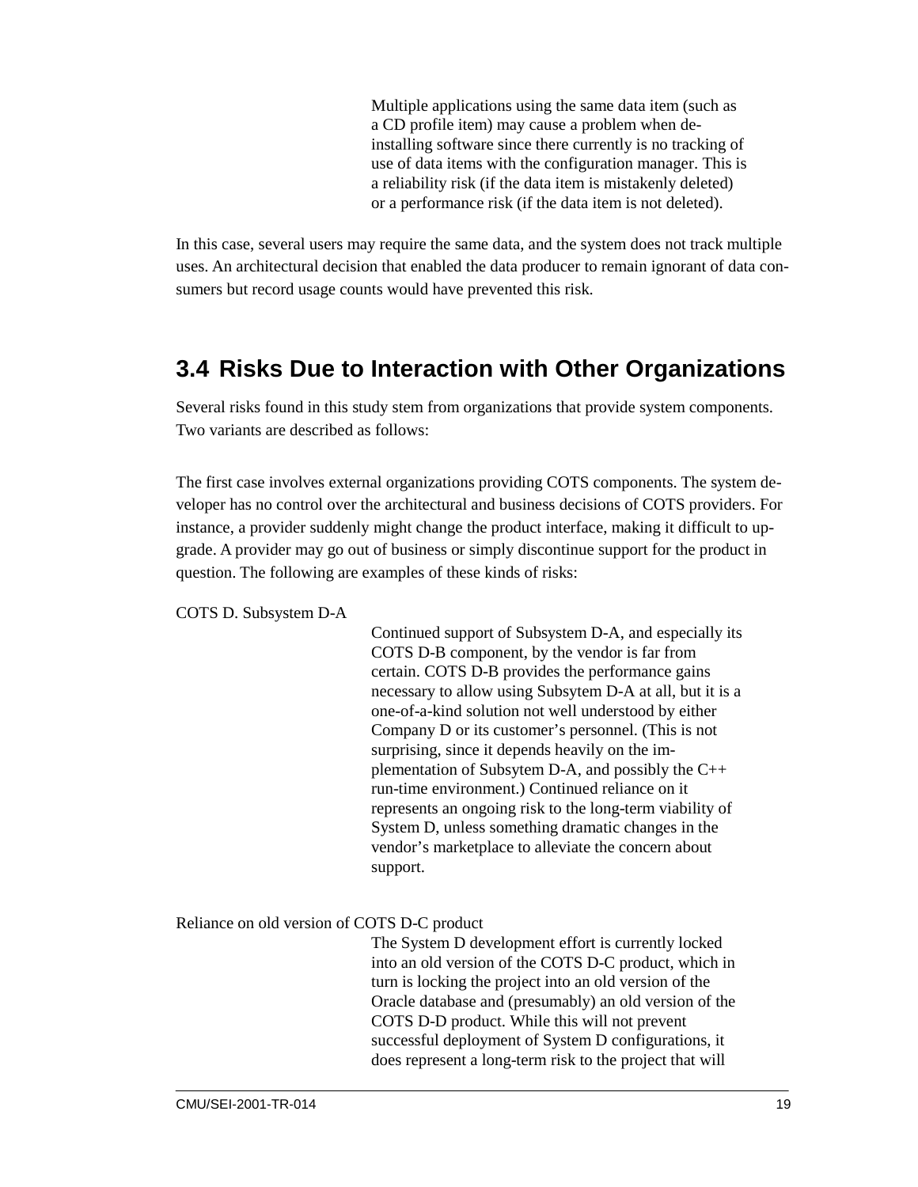Multiple applications using the same data item (such as a CD profile item) may cause a problem when de-installing software since there currently is no tracking of use of data items with the configuration manager. This is a reliability risk (if the data item is mistakenly deleted) or a performance risk (if the data item is not deleted).

In this case, several users may require the same data, and the system does not track multiple uses. An architectural decision that enabled the data producer to remain ignorant of data consumers but record usage counts would have prevented this risk.

## 3.4 Risks Due to Interaction with Other Organizations

Several risks found in this study stem from organizations that provide system components. Two variants are described as follows:

The first case involves external organizations providing COTS components. The system developer has no control over the architectural and business decisions of COTS providers. For instance, a provider suddenly might change the product interface, making it difficult to upgrade. A provider may go out of business or simply discontinue support for the product in question. The following are examples of these kinds of risks:

COTS D. Subsystem D-A

Continued support of Subsystem D-A, and especially its COTS D-B component, by the vendor is far from certain. COTS D-B provides the performance gains necessary to allow using Subsytem D-A at all, but it is a one-of-a-kind solution not well understood by either Company D or its customer's personnel. (This is not surprising, since it depends heavily on the implementation of Subsytem D-A, and possibly the C++ run-time environment.) Continued reliance on it represents an ongoing risk to the long-term viability of System D, unless something dramatic changes in the vendor's marketplace to alleviate the concern about support.

Reliance on old version of COTS D-C product

The System D development effort is currently locked into an old version of the COTS D-C product, which in turn is locking the project into an old version of the Oracle database and (presumably) an old version of the COTS D-D product. While this will not prevent successful deployment of System D configurations, it does represent a long-term risk to the project that will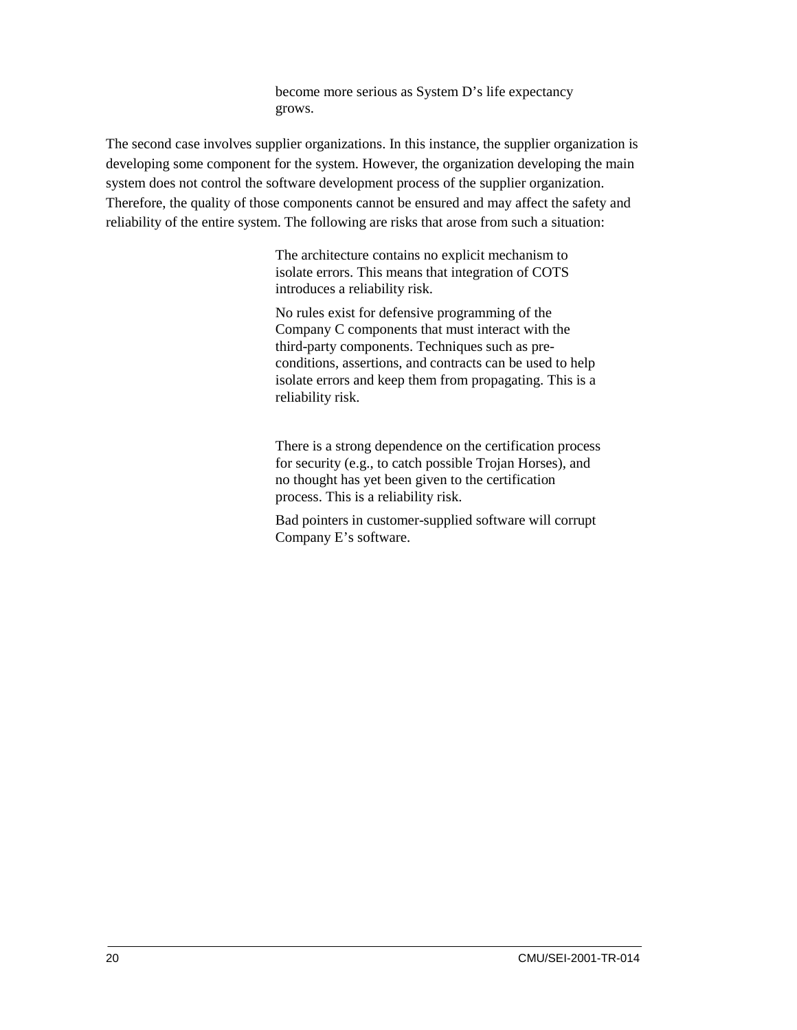become more serious as System D's life expectancy grows.

The second case involves supplier organizations. In this instance, the supplier organization is developing some component for the system. However, the organization developing the main system does not control the software development process of the supplier organization. Therefore, the quality of those components cannot be ensured and may affect the safety and reliability of the entire system. The following are risks that arose from such a situation:

> The architecture contains no explicit mechanism to isolate errors. This means that integration of COTS introduces a reliability risk.
>
> No rules exist for defensive programming of the Company C components that must interact with the third-party components. Techniques such as pre-conditions, assertions, and contracts can be used to help isolate errors and keep them from propagating. This is a reliability risk.
>
> There is a strong dependence on the certification process for security (e.g., to catch possible Trojan Horses), and no thought has yet been given to the certification process. This is a reliability risk.
>
> Bad pointers in customer-supplied software will corrupt Company E's software.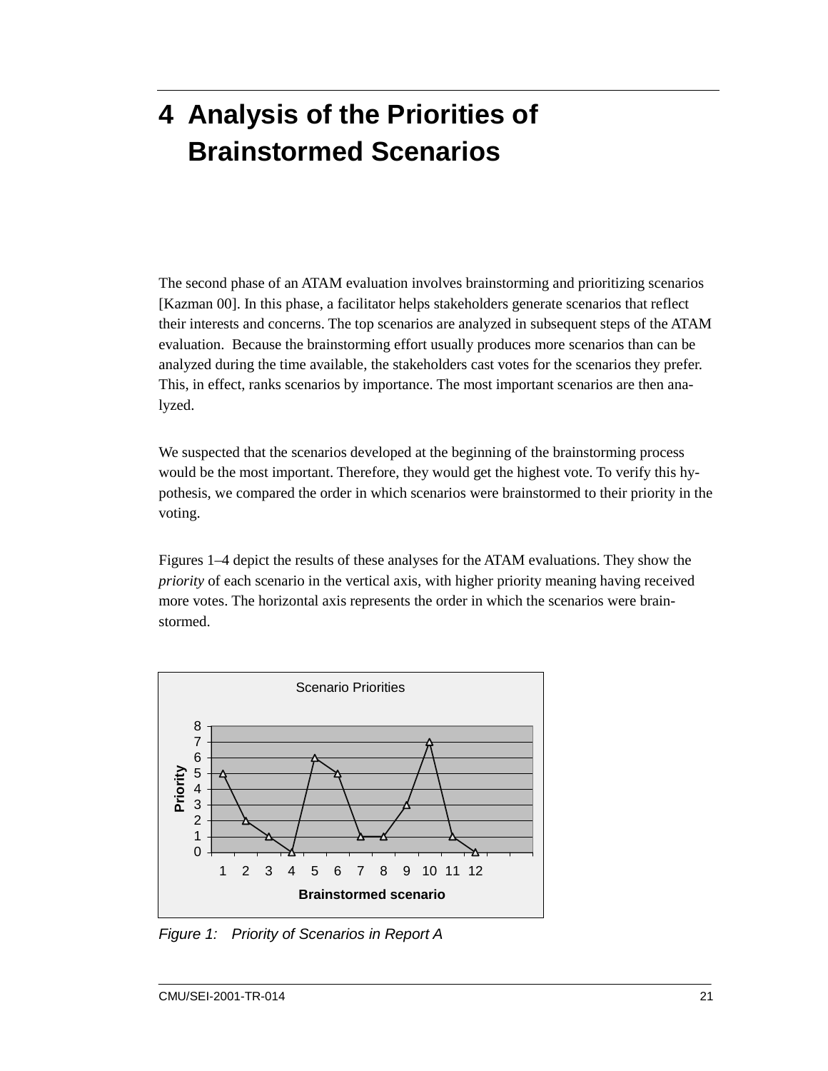# 4 Analysis of the Priorities of Brainstormed Scenarios

The second phase of an ATAM evaluation involves brainstorming and prioritizing scenarios [Kazman 00]. In this phase, a facilitator helps stakeholders generate scenarios that reflect their interests and concerns. The top scenarios are analyzed in subsequent steps of the ATAM evaluation. Because the brainstorming effort usually produces more scenarios than can be analyzed during the time available, the stakeholders cast votes for the scenarios they prefer. This, in effect, ranks scenarios by importance. The most important scenarios are then analyzed.

We suspected that the scenarios developed at the beginning of the brainstorming process would be the most important. Therefore, they would get the highest vote. To verify this hypothesis, we compared the order in which scenarios were brainstormed to their priority in the voting.

Figures 1–4 depict the results of these analyses for the ATAM evaluations. They show the *priority* of each scenario in the vertical axis, with higher priority meaning having received more votes. The horizontal axis represents the order in which the scenarios were brainstormed.

Scenario Priorities

| Brainstormed scenario | 1 | 2 | 3 | 4 | 5 | 6 | 7 | 8 | 9 | 10 | 11 | 12 |
|---|---|---|---|---|---|---|---|---|---|---|---|---|
| Priority | 5 | 2 | 1 | 0 | 6 | 5 | 1 | 1 | 3 | 7 | 1 | 0 |

*Figure 1: Priority of Scenarios in Report A*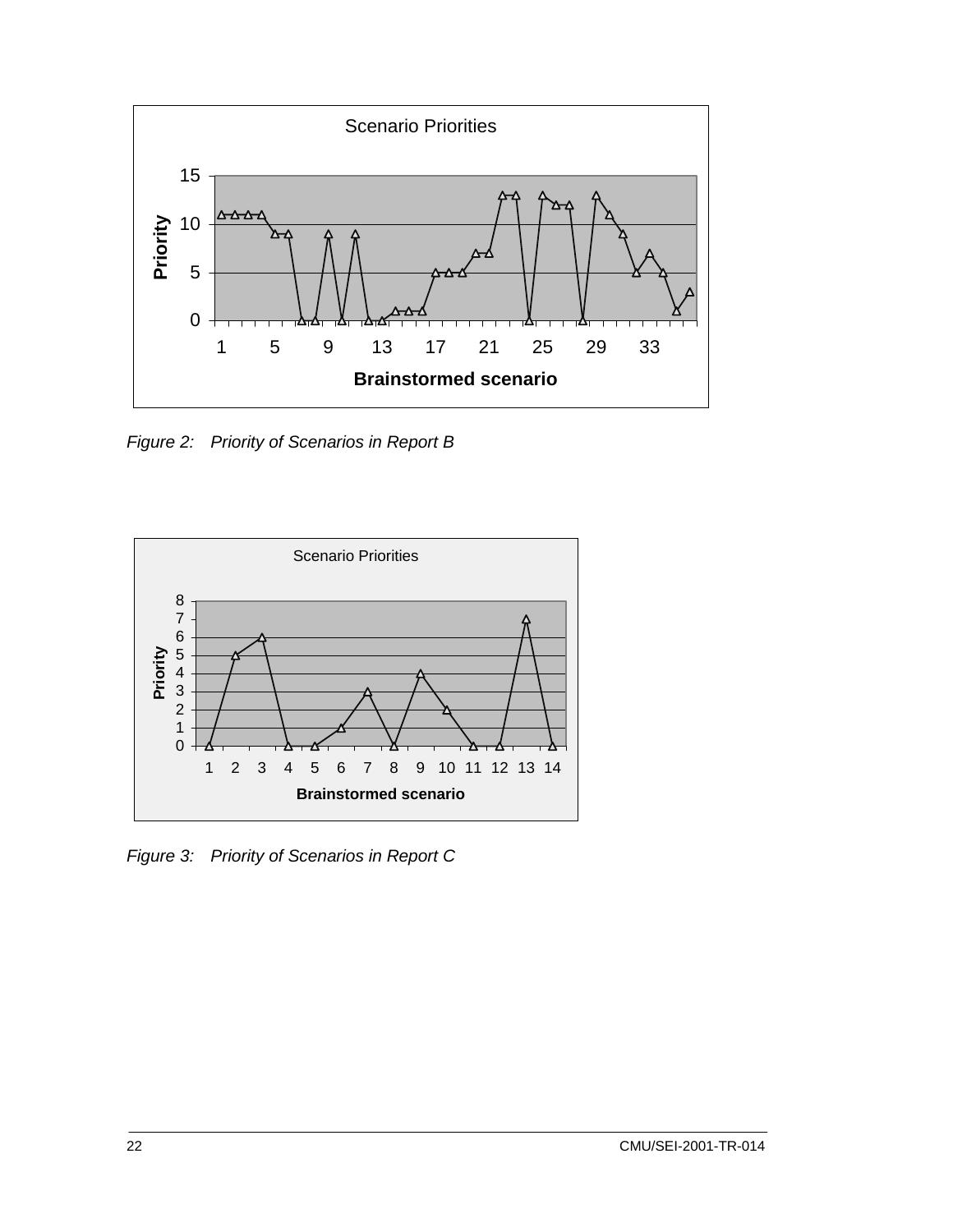Figure 2: Priority of Scenarios in Report B

Figure 3: Priority of Scenarios in Report C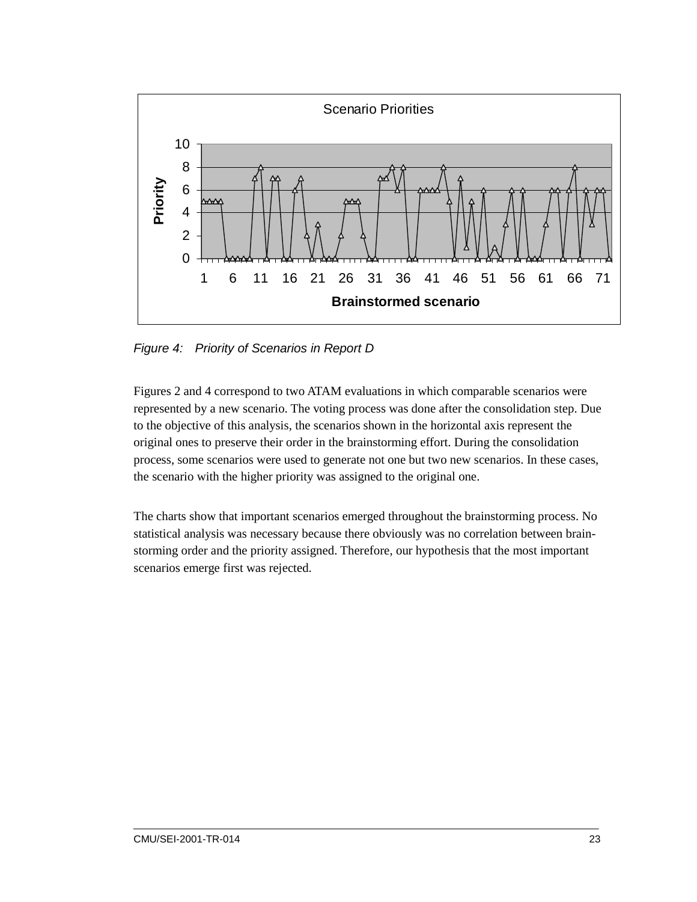*Figure 4: Priority of Scenarios in Report D*

Figures 2 and 4 correspond to two ATAM evaluations in which comparable scenarios were represented by a new scenario. The voting process was done after the consolidation step. Due to the objective of this analysis, the scenarios shown in the horizontal axis represent the original ones to preserve their order in the brainstorming effort. During the consolidation process, some scenarios were used to generate not one but two new scenarios. In these cases, the scenario with the higher priority was assigned to the original one.

The charts show that important scenarios emerged throughout the brainstorming process. No statistical analysis was necessary because there obviously was no correlation between brainstorming order and the priority assigned. Therefore, our hypothesis that the most important scenarios emerge first was rejected.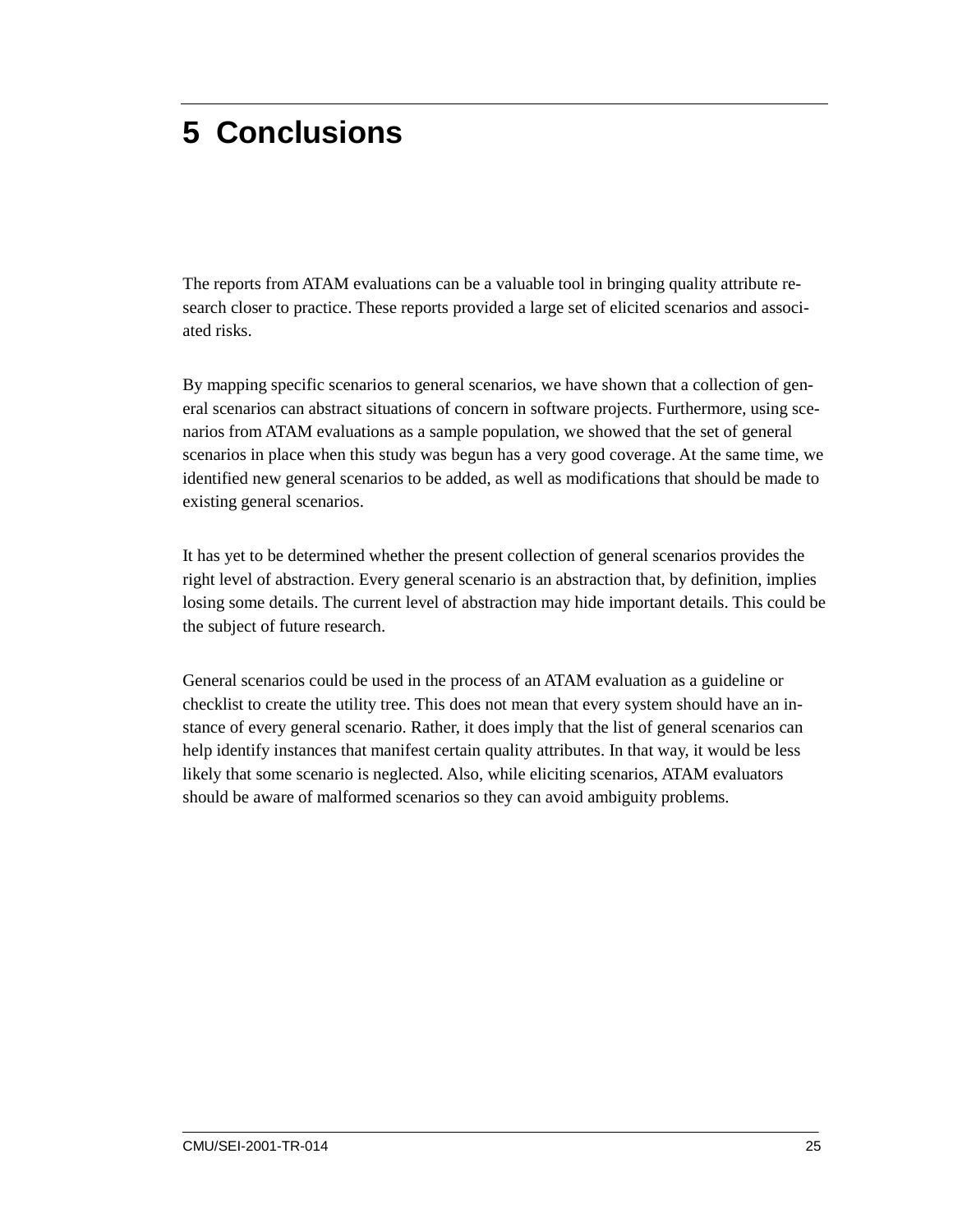# 5 Conclusions

The reports from ATAM evaluations can be a valuable tool in bringing quality attribute research closer to practice. These reports provided a large set of elicited scenarios and associated risks.

By mapping specific scenarios to general scenarios, we have shown that a collection of general scenarios can abstract situations of concern in software projects. Furthermore, using scenarios from ATAM evaluations as a sample population, we showed that the set of general scenarios in place when this study was begun has a very good coverage. At the same time, we identified new general scenarios to be added, as well as modifications that should be made to existing general scenarios.

It has yet to be determined whether the present collection of general scenarios provides the right level of abstraction. Every general scenario is an abstraction that, by definition, implies losing some details. The current level of abstraction may hide important details. This could be the subject of future research.

General scenarios could be used in the process of an ATAM evaluation as a guideline or checklist to create the utility tree. This does not mean that every system should have an instance of every general scenario. Rather, it does imply that the list of general scenarios can help identify instances that manifest certain quality attributes. In that way, it would be less likely that some scenario is neglected. Also, while eliciting scenarios, ATAM evaluators should be aware of malformed scenarios so they can avoid ambiguity problems.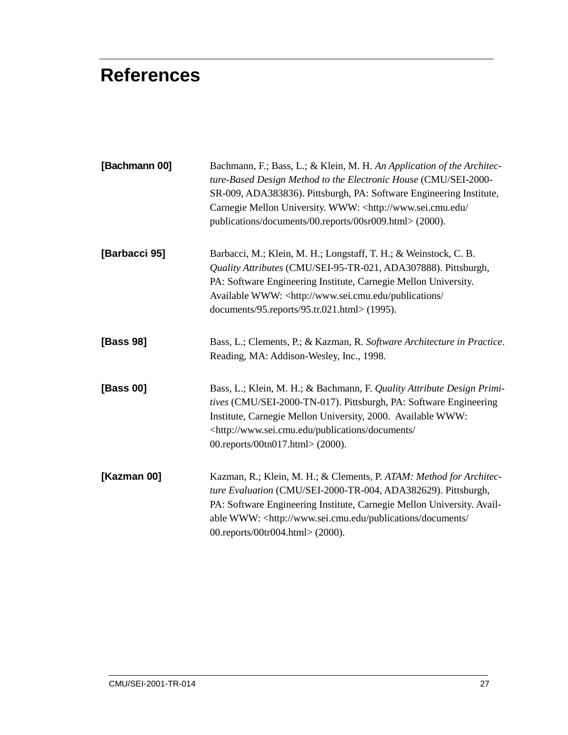# References

**[Bachmann 00]** Bachmann, F.; Bass, L.; & Klein, M. H. *An Application of the Architecture-Based Design Method to the Electronic House* (CMU/SEI-2000-SR-009, ADA383836). Pittsburgh, PA: Software Engineering Institute, Carnegie Mellon University. WWW: <http://www.sei.cmu.edu/publications/documents/00.reports/00sr009.html> (2000).

**[Barbacci 95]** Barbacci, M.; Klein, M. H.; Longstaff, T. H.; & Weinstock, C. B. *Quality Attributes* (CMU/SEI-95-TR-021, ADA307888). Pittsburgh, PA: Software Engineering Institute, Carnegie Mellon University. Available WWW: <http://www.sei.cmu.edu/publications/documents/95.reports/95.tr.021.html> (1995).

**[Bass 98]** Bass, L.; Clements, P.; & Kazman, R. *Software Architecture in Practice*. Reading, MA: Addison-Wesley, Inc., 1998.

**[Bass 00]** Bass, L.; Klein, M. H.; & Bachmann, F. *Quality Attribute Design Primitives* (CMU/SEI-2000-TN-017). Pittsburgh, PA: Software Engineering Institute, Carnegie Mellon University, 2000. Available WWW: <http://www.sei.cmu.edu/publications/documents/00.reports/00tn017.html> (2000).

**[Kazman 00]** Kazman, R.; Klein, M. H.; & Clements, P. *ATAM: Method for Architecture Evaluation* (CMU/SEI-2000-TR-004, ADA382629). Pittsburgh, PA: Software Engineering Institute, Carnegie Mellon University. Available WWW: <http://www.sei.cmu.edu/publications/documents/00.reports/00tr004.html> (2000).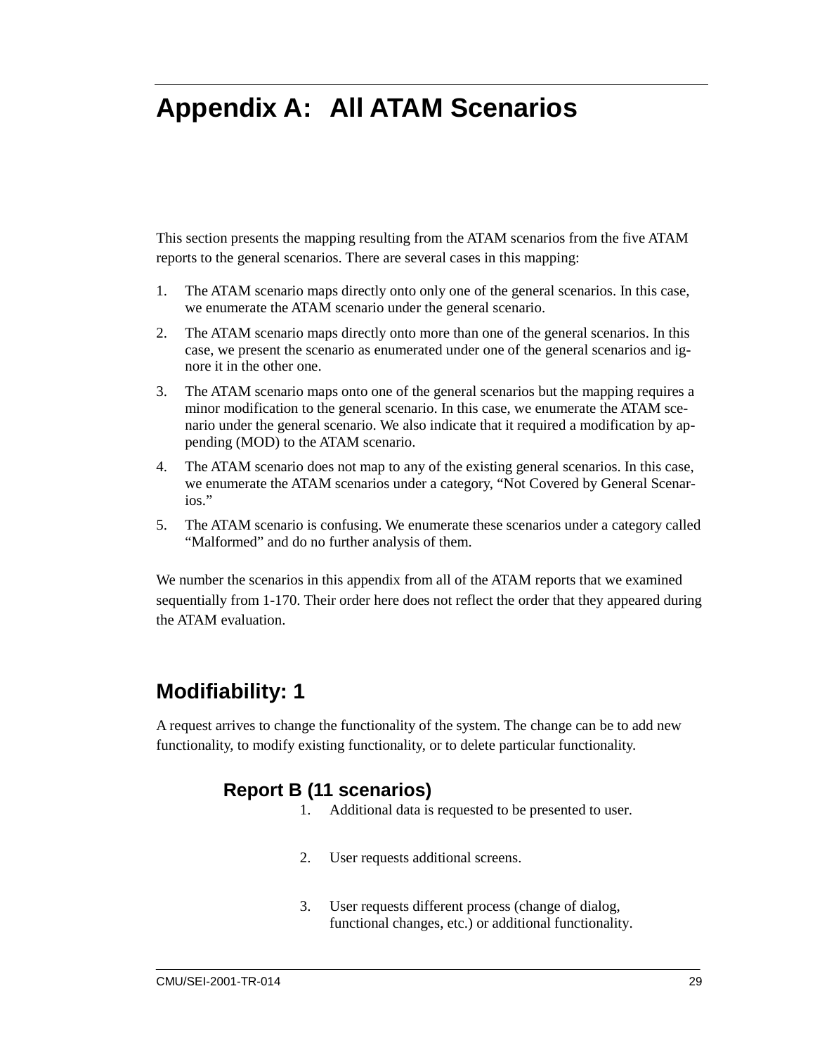# Appendix A: All ATAM Scenarios

This section presents the mapping resulting from the ATAM scenarios from the five ATAM reports to the general scenarios. There are several cases in this mapping:

1. The ATAM scenario maps directly onto only one of the general scenarios. In this case, we enumerate the ATAM scenario under the general scenario.
2. The ATAM scenario maps directly onto more than one of the general scenarios. In this case, we present the scenario as enumerated under one of the general scenarios and ignore it in the other one.
3. The ATAM scenario maps onto one of the general scenarios but the mapping requires a minor modification to the general scenario. In this case, we enumerate the ATAM scenario under the general scenario. We also indicate that it required a modification by appending (MOD) to the ATAM scenario.
4. The ATAM scenario does not map to any of the existing general scenarios. In this case, we enumerate the ATAM scenarios under a category, "Not Covered by General Scenarios."
5. The ATAM scenario is confusing. We enumerate these scenarios under a category called "Malformed" and do no further analysis of them.

We number the scenarios in this appendix from all of the ATAM reports that we examined sequentially from 1-170. Their order here does not reflect the order that they appeared during the ATAM evaluation.

## Modifiability: 1

A request arrives to change the functionality of the system. The change can be to add new functionality, to modify existing functionality, or to delete particular functionality.

### Report B (11 scenarios)

1. Additional data is requested to be presented to user.

2. User requests additional screens.

3. User requests different process (change of dialog, functional changes, etc.) or additional functionality.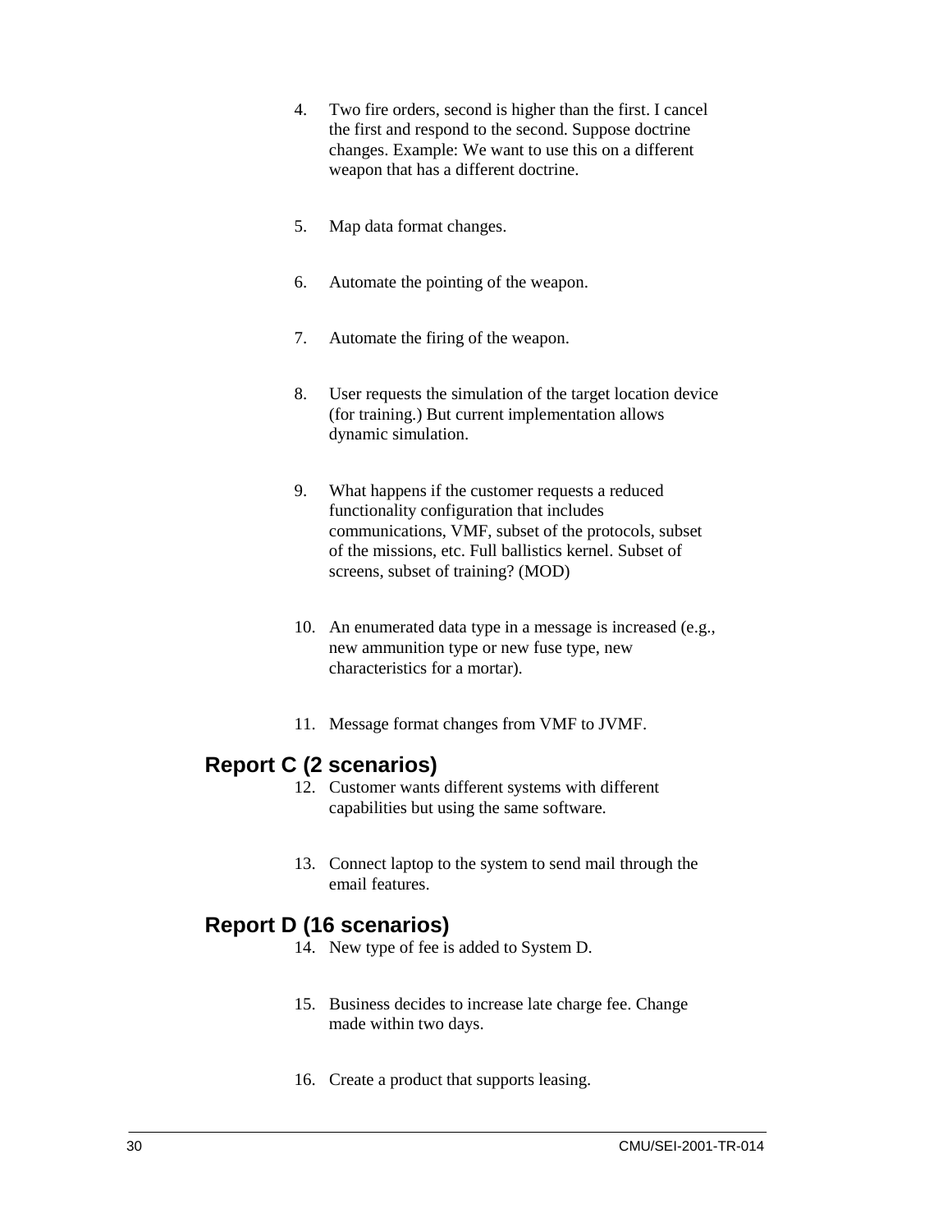4. Two fire orders, second is higher than the first. I cancel the first and respond to the second. Suppose doctrine changes. Example: We want to use this on a different weapon that has a different doctrine.

5. Map data format changes.

6. Automate the pointing of the weapon.

7. Automate the firing of the weapon.

8. User requests the simulation of the target location device (for training.) But current implementation allows dynamic simulation.

9. What happens if the customer requests a reduced functionality configuration that includes communications, VMF, subset of the protocols, subset of the missions, etc. Full ballistics kernel. Subset of screens, subset of training? (MOD)

10. An enumerated data type in a message is increased (e.g., new ammunition type or new fuse type, new characteristics for a mortar).

11. Message format changes from VMF to JVMF.

## Report C (2 scenarios)

12. Customer wants different systems with different capabilities but using the same software.

13. Connect laptop to the system to send mail through the email features.

## Report D (16 scenarios)

14. New type of fee is added to System D.

15. Business decides to increase late charge fee. Change made within two days.

16. Create a product that supports leasing.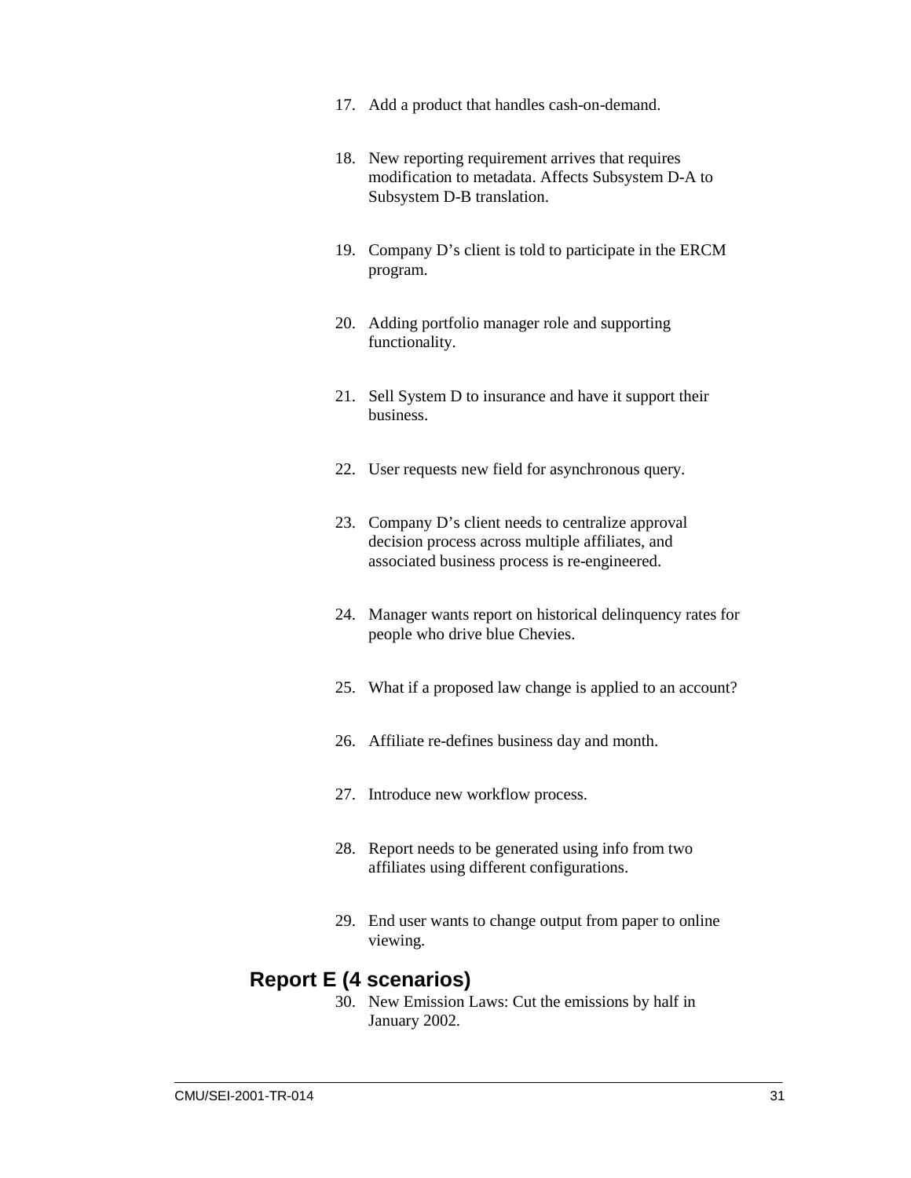17. Add a product that handles cash-on-demand.

18. New reporting requirement arrives that requires modification to metadata. Affects Subsystem D-A to Subsystem D-B translation.

19. Company D's client is told to participate in the ERCM program.

20. Adding portfolio manager role and supporting functionality.

21. Sell System D to insurance and have it support their business.

22. User requests new field for asynchronous query.

23. Company D's client needs to centralize approval decision process across multiple affiliates, and associated business process is re-engineered.

24. Manager wants report on historical delinquency rates for people who drive blue Chevies.

25. What if a proposed law change is applied to an account?

26. Affiliate re-defines business day and month.

27. Introduce new workflow process.

28. Report needs to be generated using info from two affiliates using different configurations.

29. End user wants to change output from paper to online viewing.

## Report E (4 scenarios)

30. New Emission Laws: Cut the emissions by half in January 2002.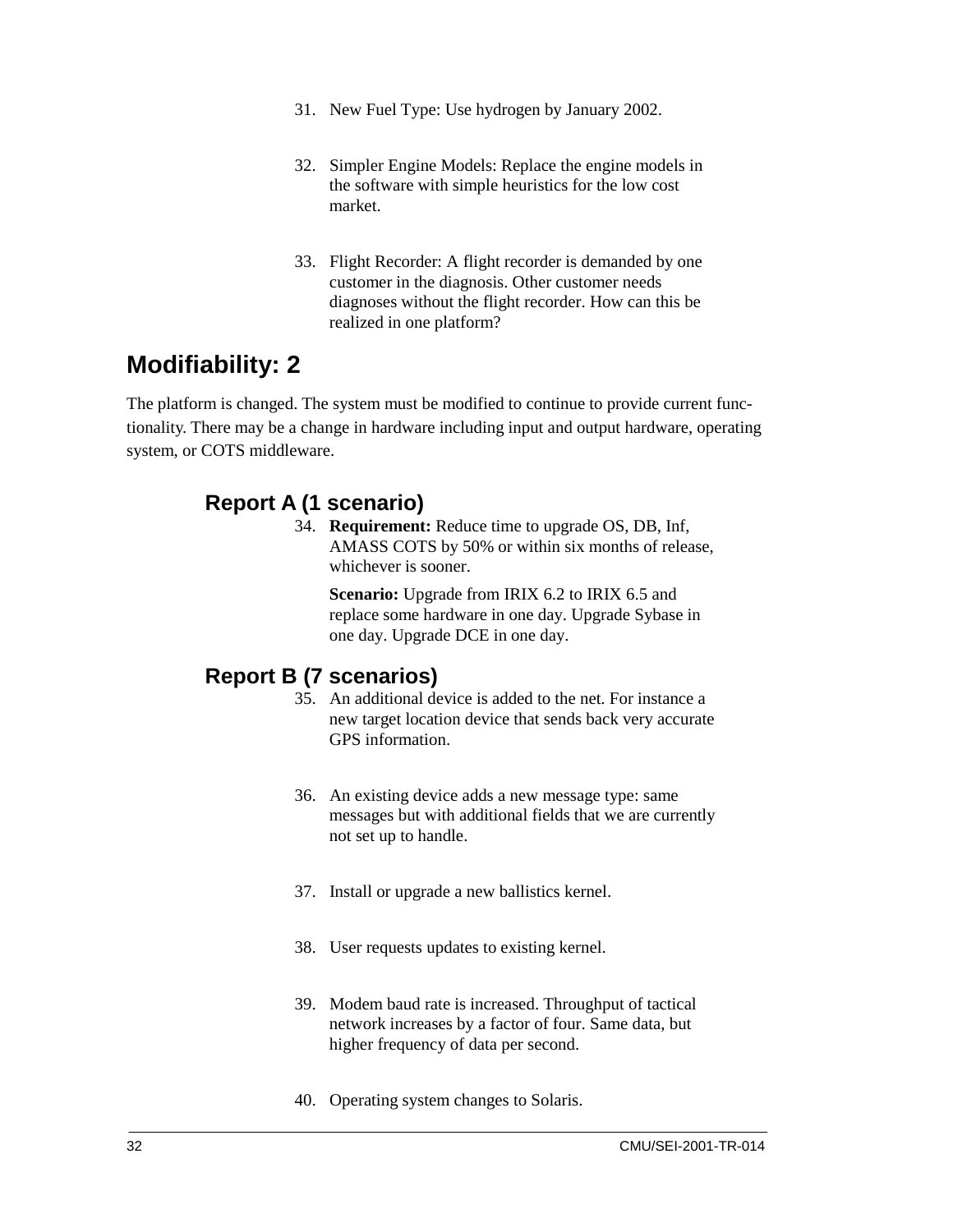31. New Fuel Type: Use hydrogen by January 2002.

32. Simpler Engine Models: Replace the engine models in the software with simple heuristics for the low cost market.

33. Flight Recorder: A flight recorder is demanded by one customer in the diagnosis. Other customer needs diagnoses without the flight recorder. How can this be realized in one platform?

## Modifiability: 2

The platform is changed. The system must be modified to continue to provide current functionality. There may be a change in hardware including input and output hardware, operating system, or COTS middleware.

### Report A (1 scenario)

34. **Requirement:** Reduce time to upgrade OS, DB, Inf, AMASS COTS by 50% or within six months of release, whichever is sooner.

    **Scenario:** Upgrade from IRIX 6.2 to IRIX 6.5 and replace some hardware in one day. Upgrade Sybase in one day. Upgrade DCE in one day.

### Report B (7 scenarios)

35. An additional device is added to the net. For instance a new target location device that sends back very accurate GPS information.

36. An existing device adds a new message type: same messages but with additional fields that we are currently not set up to handle.

37. Install or upgrade a new ballistics kernel.

38. User requests updates to existing kernel.

39. Modem baud rate is increased. Throughput of tactical network increases by a factor of four. Same data, but higher frequency of data per second.

40. Operating system changes to Solaris.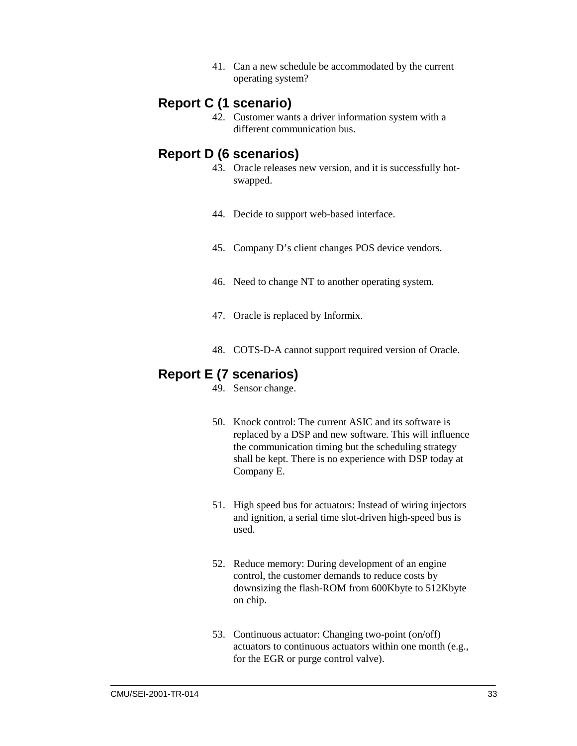41. Can a new schedule be accommodated by the current operating system?

## Report C (1 scenario)

42. Customer wants a driver information system with a different communication bus.

## Report D (6 scenarios)

43. Oracle releases new version, and it is successfully hot-swapped.

44. Decide to support web-based interface.

45. Company D's client changes POS device vendors.

46. Need to change NT to another operating system.

47. Oracle is replaced by Informix.

48. COTS-D-A cannot support required version of Oracle.

## Report E (7 scenarios)

49. Sensor change.

50. Knock control: The current ASIC and its software is replaced by a DSP and new software. This will influence the communication timing but the scheduling strategy shall be kept. There is no experience with DSP today at Company E.

51. High speed bus for actuators: Instead of wiring injectors and ignition, a serial time slot-driven high-speed bus is used.

52. Reduce memory: During development of an engine control, the customer demands to reduce costs by downsizing the flash-ROM from 600Kbyte to 512Kbyte on chip.

53. Continuous actuator: Changing two-point (on/off) actuators to continuous actuators within one month (e.g., for the EGR or purge control valve).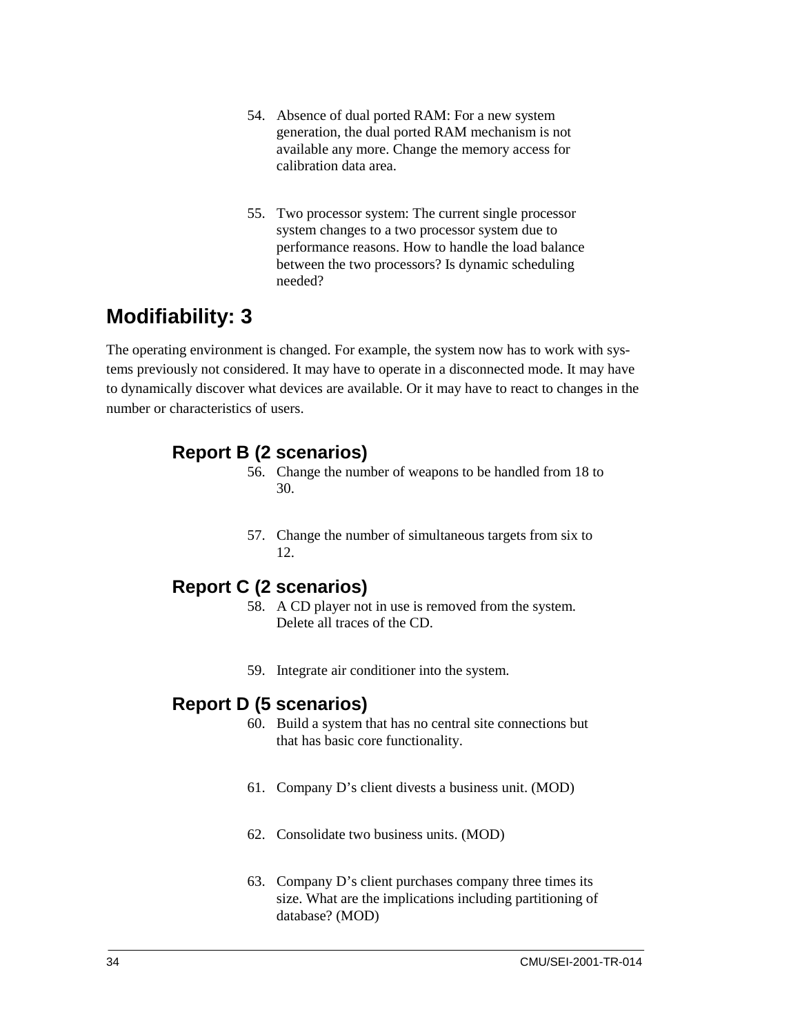54. Absence of dual ported RAM: For a new system generation, the dual ported RAM mechanism is not available any more. Change the memory access for calibration data area.

55. Two processor system: The current single processor system changes to a two processor system due to performance reasons. How to handle the load balance between the two processors? Is dynamic scheduling needed?

## Modifiability: 3

The operating environment is changed. For example, the system now has to work with systems previously not considered. It may have to operate in a disconnected mode. It may have to dynamically discover what devices are available. Or it may have to react to changes in the number or characteristics of users.

### Report B (2 scenarios)

56. Change the number of weapons to be handled from 18 to 30.

57. Change the number of simultaneous targets from six to 12.

### Report C (2 scenarios)

58. A CD player not in use is removed from the system. Delete all traces of the CD.

59. Integrate air conditioner into the system.

### Report D (5 scenarios)

60. Build a system that has no central site connections but that has basic core functionality.

61. Company D's client divests a business unit. (MOD)

62. Consolidate two business units. (MOD)

63. Company D's client purchases company three times its size. What are the implications including partitioning of database? (MOD)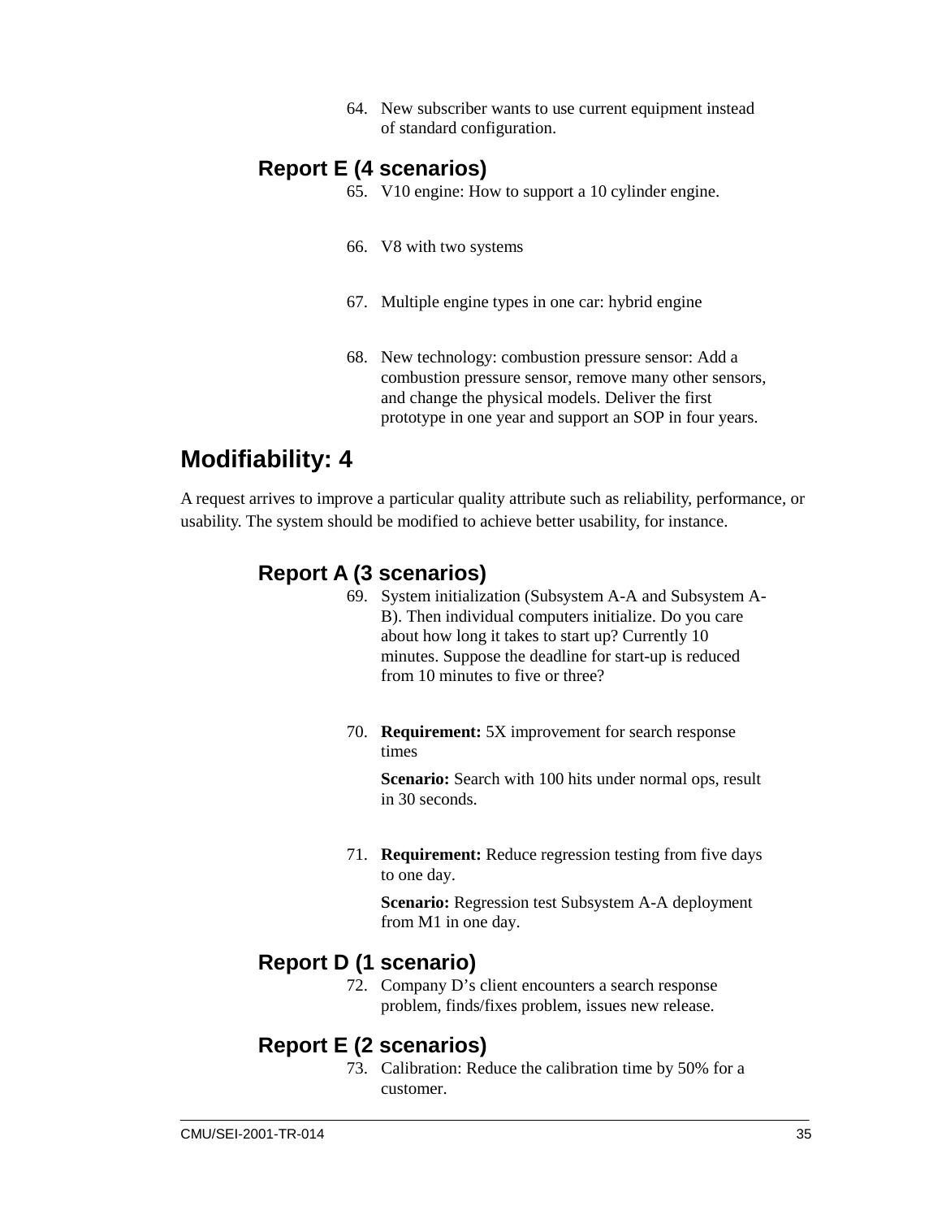64. New subscriber wants to use current equipment instead of standard configuration.

### Report E (4 scenarios)

65. V10 engine: How to support a 10 cylinder engine.

66. V8 with two systems

67. Multiple engine types in one car: hybrid engine

68. New technology: combustion pressure sensor: Add a combustion pressure sensor, remove many other sensors, and change the physical models. Deliver the first prototype in one year and support an SOP in four years.

## Modifiability: 4

A request arrives to improve a particular quality attribute such as reliability, performance, or usability. The system should be modified to achieve better usability, for instance.

### Report A (3 scenarios)

69. System initialization (Subsystem A-A and Subsystem A-B). Then individual computers initialize. Do you care about how long it takes to start up? Currently 10 minutes. Suppose the deadline for start-up is reduced from 10 minutes to five or three?

70. **Requirement:** 5X improvement for search response times

    **Scenario:** Search with 100 hits under normal ops, result in 30 seconds.

71. **Requirement:** Reduce regression testing from five days to one day.

    **Scenario:** Regression test Subsystem A-A deployment from M1 in one day.

### Report D (1 scenario)

72. Company D's client encounters a search response problem, finds/fixes problem, issues new release.

### Report E (2 scenarios)

73. Calibration: Reduce the calibration time by 50% for a customer.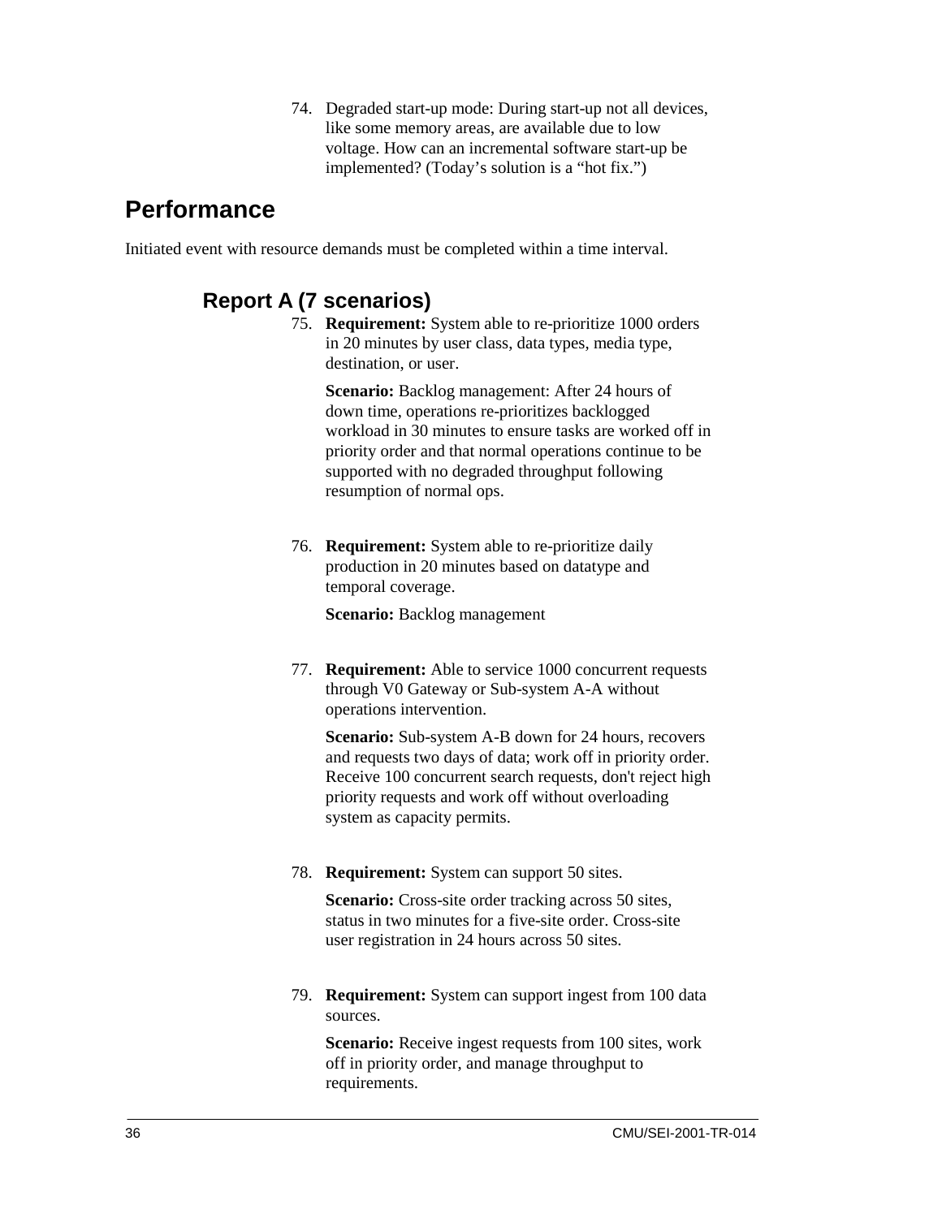74. Degraded start-up mode: During start-up not all devices, like some memory areas, are available due to low voltage. How can an incremental software start-up be implemented? (Today's solution is a "hot fix.")

## Performance

Initiated event with resource demands must be completed within a time interval.

### Report A (7 scenarios)

75. **Requirement:** System able to re-prioritize 1000 orders in 20 minutes by user class, data types, media type, destination, or user.

    **Scenario:** Backlog management: After 24 hours of down time, operations re-prioritizes backlogged workload in 30 minutes to ensure tasks are worked off in priority order and that normal operations continue to be supported with no degraded throughput following resumption of normal ops.

76. **Requirement:** System able to re-prioritize daily production in 20 minutes based on datatype and temporal coverage.

    **Scenario:** Backlog management

77. **Requirement:** Able to service 1000 concurrent requests through V0 Gateway or Sub-system A-A without operations intervention.

    **Scenario:** Sub-system A-B down for 24 hours, recovers and requests two days of data; work off in priority order. Receive 100 concurrent search requests, don't reject high priority requests and work off without overloading system as capacity permits.

78. **Requirement:** System can support 50 sites.

    **Scenario:** Cross-site order tracking across 50 sites, status in two minutes for a five-site order. Cross-site user registration in 24 hours across 50 sites.

79. **Requirement:** System can support ingest from 100 data sources.

    **Scenario:** Receive ingest requests from 100 sites, work off in priority order, and manage throughput to requirements.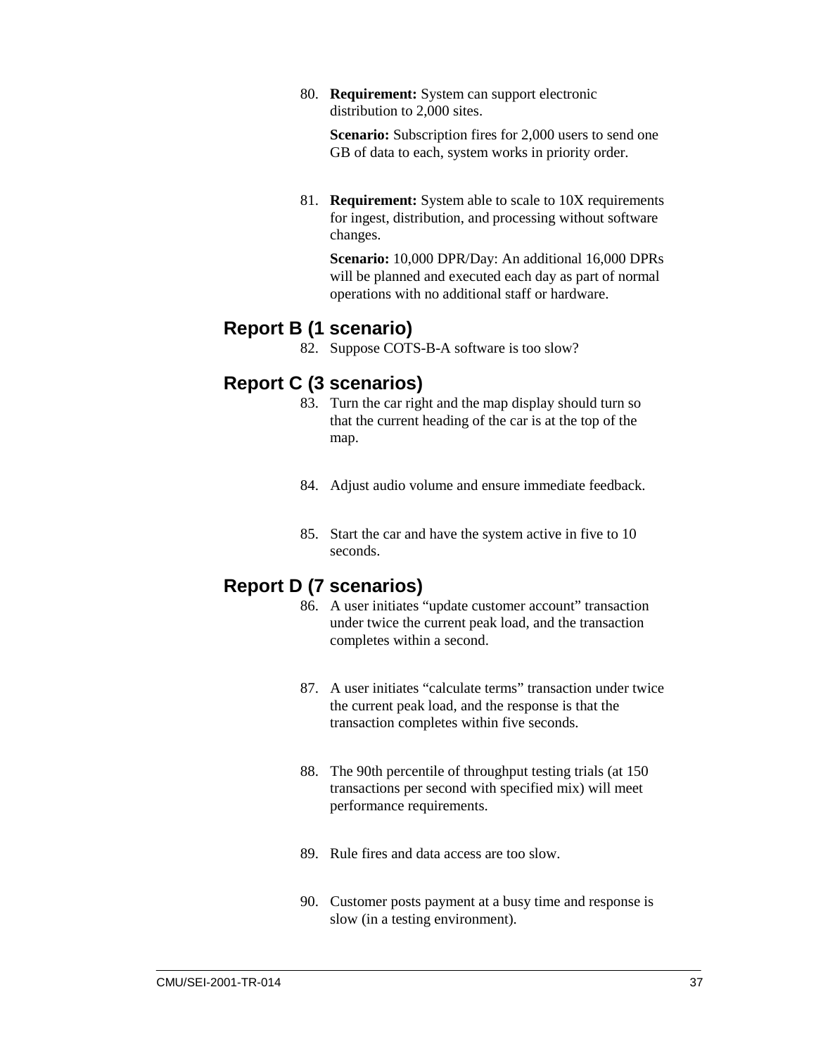80. **Requirement:** System can support electronic distribution to 2,000 sites.

    **Scenario:** Subscription fires for 2,000 users to send one GB of data to each, system works in priority order.

81. **Requirement:** System able to scale to 10X requirements for ingest, distribution, and processing without software changes.

    **Scenario:** 10,000 DPR/Day: An additional 16,000 DPRs will be planned and executed each day as part of normal operations with no additional staff or hardware.

## Report B (1 scenario)

82. Suppose COTS-B-A software is too slow?

## Report C (3 scenarios)

83. Turn the car right and the map display should turn so that the current heading of the car is at the top of the map.

84. Adjust audio volume and ensure immediate feedback.

85. Start the car and have the system active in five to 10 seconds.

## Report D (7 scenarios)

86. A user initiates "update customer account" transaction under twice the current peak load, and the transaction completes within a second.

87. A user initiates "calculate terms" transaction under twice the current peak load, and the response is that the transaction completes within five seconds.

88. The 90th percentile of throughput testing trials (at 150 transactions per second with specified mix) will meet performance requirements.

89. Rule fires and data access are too slow.

90. Customer posts payment at a busy time and response is slow (in a testing environment).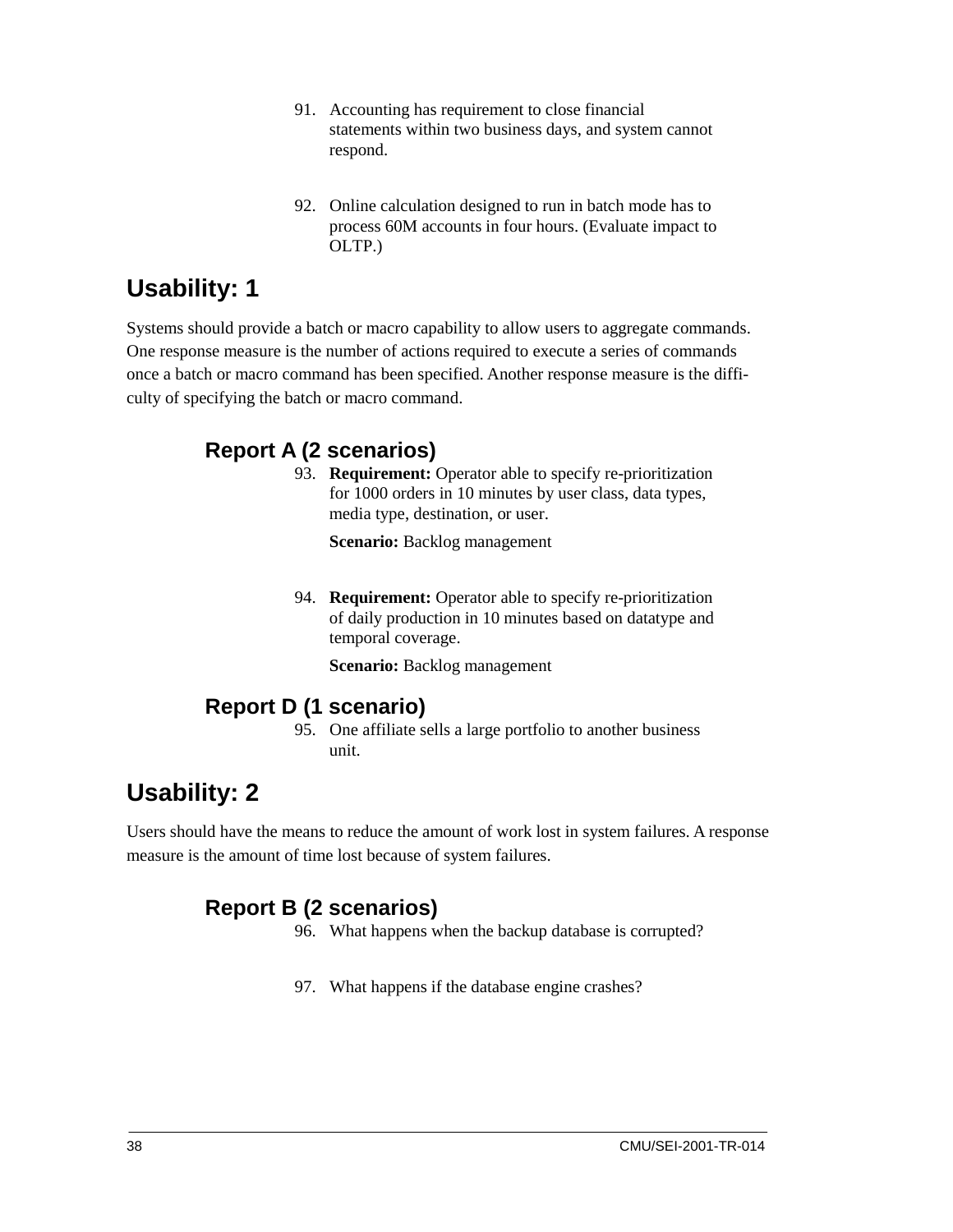91. Accounting has requirement to close financial statements within two business days, and system cannot respond.

92. Online calculation designed to run in batch mode has to process 60M accounts in four hours. (Evaluate impact to OLTP.)

## Usability: 1

Systems should provide a batch or macro capability to allow users to aggregate commands. One response measure is the number of actions required to execute a series of commands once a batch or macro command has been specified. Another response measure is the difficulty of specifying the batch or macro command.

### Report A (2 scenarios)

93. **Requirement:** Operator able to specify re-prioritization for 1000 orders in 10 minutes by user class, data types, media type, destination, or user.

    **Scenario:** Backlog management

94. **Requirement:** Operator able to specify re-prioritization of daily production in 10 minutes based on datatype and temporal coverage.

    **Scenario:** Backlog management

### Report D (1 scenario)

95. One affiliate sells a large portfolio to another business unit.

## Usability: 2

Users should have the means to reduce the amount of work lost in system failures. A response measure is the amount of time lost because of system failures.

### Report B (2 scenarios)

96. What happens when the backup database is corrupted?

97. What happens if the database engine crashes?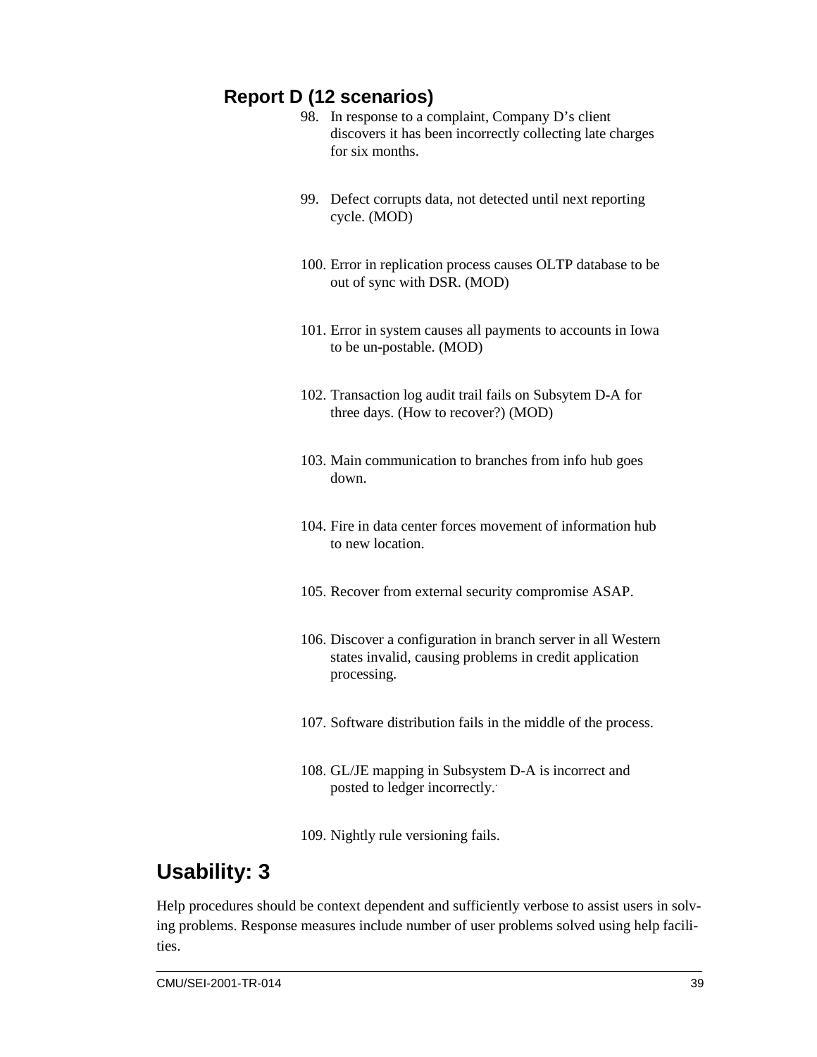### Report D (12 scenarios)

98. In response to a complaint, Company D's client discovers it has been incorrectly collecting late charges for six months.

99. Defect corrupts data, not detected until next reporting cycle. (MOD)

100. Error in replication process causes OLTP database to be out of sync with DSR. (MOD)

101. Error in system causes all payments to accounts in Iowa to be un-postable. (MOD)

102. Transaction log audit trail fails on Subsytem D-A for three days. (How to recover?) (MOD)

103. Main communication to branches from info hub goes down.

104. Fire in data center forces movement of information hub to new location.

105. Recover from external security compromise ASAP.

106. Discover a configuration in branch server in all Western states invalid, causing problems in credit application processing.

107. Software distribution fails in the middle of the process.

108. GL/JE mapping in Subsystem D-A is incorrect and posted to ledger incorrectly.

109. Nightly rule versioning fails.

## Usability: 3

Help procedures should be context dependent and sufficiently verbose to assist users in solving problems. Response measures include number of user problems solved using help facilities.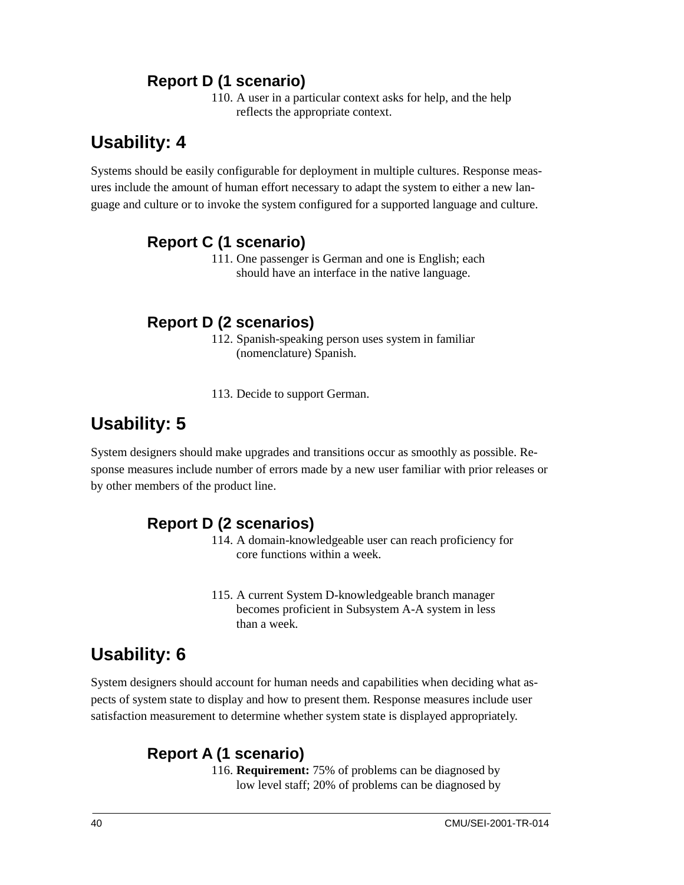### Report D (1 scenario)

110. A user in a particular context asks for help, and the help reflects the appropriate context.

## Usability: 4

Systems should be easily configurable for deployment in multiple cultures. Response measures include the amount of human effort necessary to adapt the system to either a new language and culture or to invoke the system configured for a supported language and culture.

### Report C (1 scenario)

111. One passenger is German and one is English; each should have an interface in the native language.

### Report D (2 scenarios)

112. Spanish-speaking person uses system in familiar (nomenclature) Spanish.

113. Decide to support German.

## Usability: 5

System designers should make upgrades and transitions occur as smoothly as possible. Response measures include number of errors made by a new user familiar with prior releases or by other members of the product line.

### Report D (2 scenarios)

114. A domain-knowledgeable user can reach proficiency for core functions within a week.

115. A current System D-knowledgeable branch manager becomes proficient in Subsystem A-A system in less than a week.

## Usability: 6

System designers should account for human needs and capabilities when deciding what aspects of system state to display and how to present them. Response measures include user satisfaction measurement to determine whether system state is displayed appropriately.

### Report A (1 scenario)

116. **Requirement:** 75% of problems can be diagnosed by low level staff; 20% of problems can be diagnosed by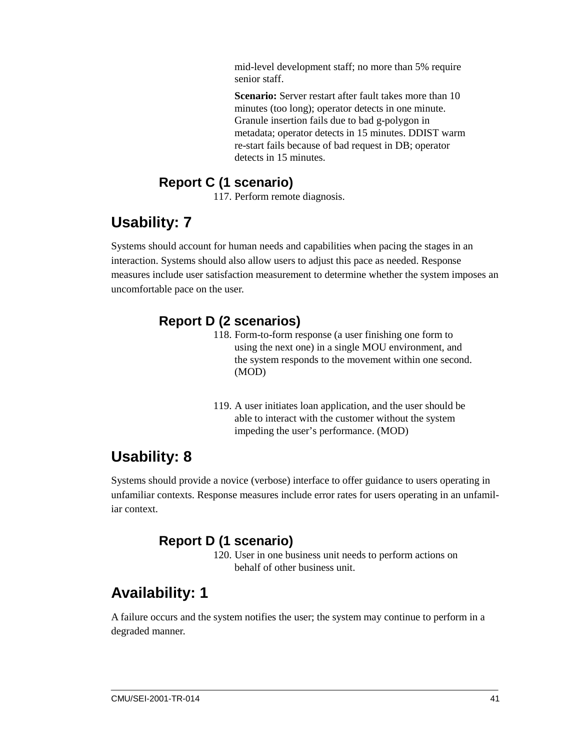mid-level development staff; no more than 5% require senior staff.

**Scenario:** Server restart after fault takes more than 10 minutes (too long); operator detects in one minute. Granule insertion fails due to bad g-polygon in metadata; operator detects in 15 minutes. DDIST warm re-start fails because of bad request in DB; operator detects in 15 minutes.

### Report C (1 scenario)

117. Perform remote diagnosis.

## Usability: 7

Systems should account for human needs and capabilities when pacing the stages in an interaction. Systems should also allow users to adjust this pace as needed. Response measures include user satisfaction measurement to determine whether the system imposes an uncomfortable pace on the user.

### Report D (2 scenarios)

118. Form-to-form response (a user finishing one form to using the next one) in a single MOU environment, and the system responds to the movement within one second. (MOD)

119. A user initiates loan application, and the user should be able to interact with the customer without the system impeding the user's performance. (MOD)

## Usability: 8

Systems should provide a novice (verbose) interface to offer guidance to users operating in unfamiliar contexts. Response measures include error rates for users operating in an unfamiliar context.

### Report D (1 scenario)

120. User in one business unit needs to perform actions on behalf of other business unit.

## Availability: 1

A failure occurs and the system notifies the user; the system may continue to perform in a degraded manner.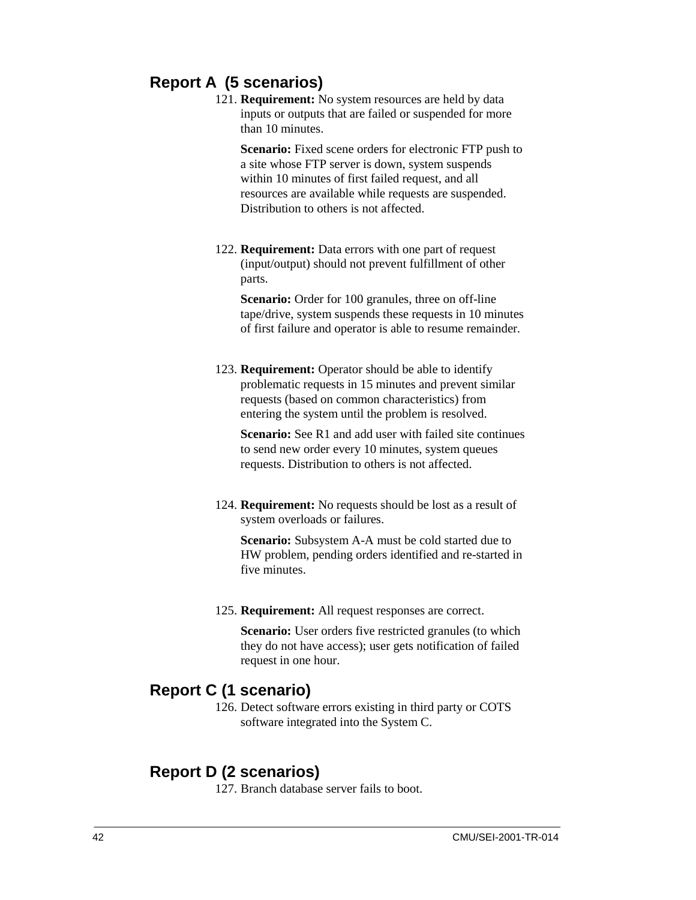## Report A (5 scenarios)

121. **Requirement:** No system resources are held by data inputs or outputs that are failed or suspended for more than 10 minutes.

     **Scenario:** Fixed scene orders for electronic FTP push to a site whose FTP server is down, system suspends within 10 minutes of first failed request, and all resources are available while requests are suspended. Distribution to others is not affected.

122. **Requirement:** Data errors with one part of request (input/output) should not prevent fulfillment of other parts.

     **Scenario:** Order for 100 granules, three on off-line tape/drive, system suspends these requests in 10 minutes of first failure and operator is able to resume remainder.

123. **Requirement:** Operator should be able to identify problematic requests in 15 minutes and prevent similar requests (based on common characteristics) from entering the system until the problem is resolved.

     **Scenario:** See R1 and add user with failed site continues to send new order every 10 minutes, system queues requests. Distribution to others is not affected.

124. **Requirement:** No requests should be lost as a result of system overloads or failures.

     **Scenario:** Subsystem A-A must be cold started due to HW problem, pending orders identified and re-started in five minutes.

125. **Requirement:** All request responses are correct.

     **Scenario:** User orders five restricted granules (to which they do not have access); user gets notification of failed request in one hour.

## Report C (1 scenario)

126. Detect software errors existing in third party or COTS software integrated into the System C.

## Report D (2 scenarios)

127. Branch database server fails to boot.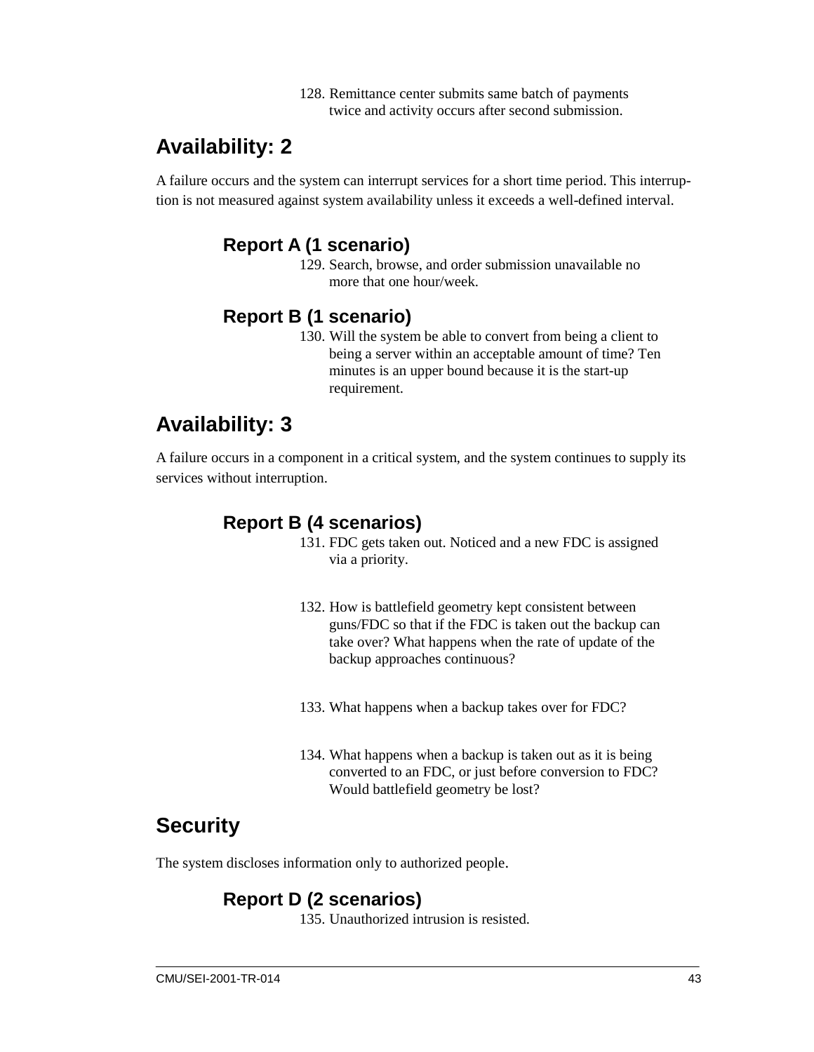128. Remittance center submits same batch of payments twice and activity occurs after second submission.

## Availability: 2

A failure occurs and the system can interrupt services for a short time period. This interruption is not measured against system availability unless it exceeds a well-defined interval.

### Report A (1 scenario)

129. Search, browse, and order submission unavailable no more that one hour/week.

### Report B (1 scenario)

130. Will the system be able to convert from being a client to being a server within an acceptable amount of time? Ten minutes is an upper bound because it is the start-up requirement.

## Availability: 3

A failure occurs in a component in a critical system, and the system continues to supply its services without interruption.

### Report B (4 scenarios)

131. FDC gets taken out. Noticed and a new FDC is assigned via a priority.

132. How is battlefield geometry kept consistent between guns/FDC so that if the FDC is taken out the backup can take over? What happens when the rate of update of the backup approaches continuous?

133. What happens when a backup takes over for FDC?

134. What happens when a backup is taken out as it is being converted to an FDC, or just before conversion to FDC? Would battlefield geometry be lost?

## Security

The system discloses information only to authorized people.

### Report D (2 scenarios)

135. Unauthorized intrusion is resisted.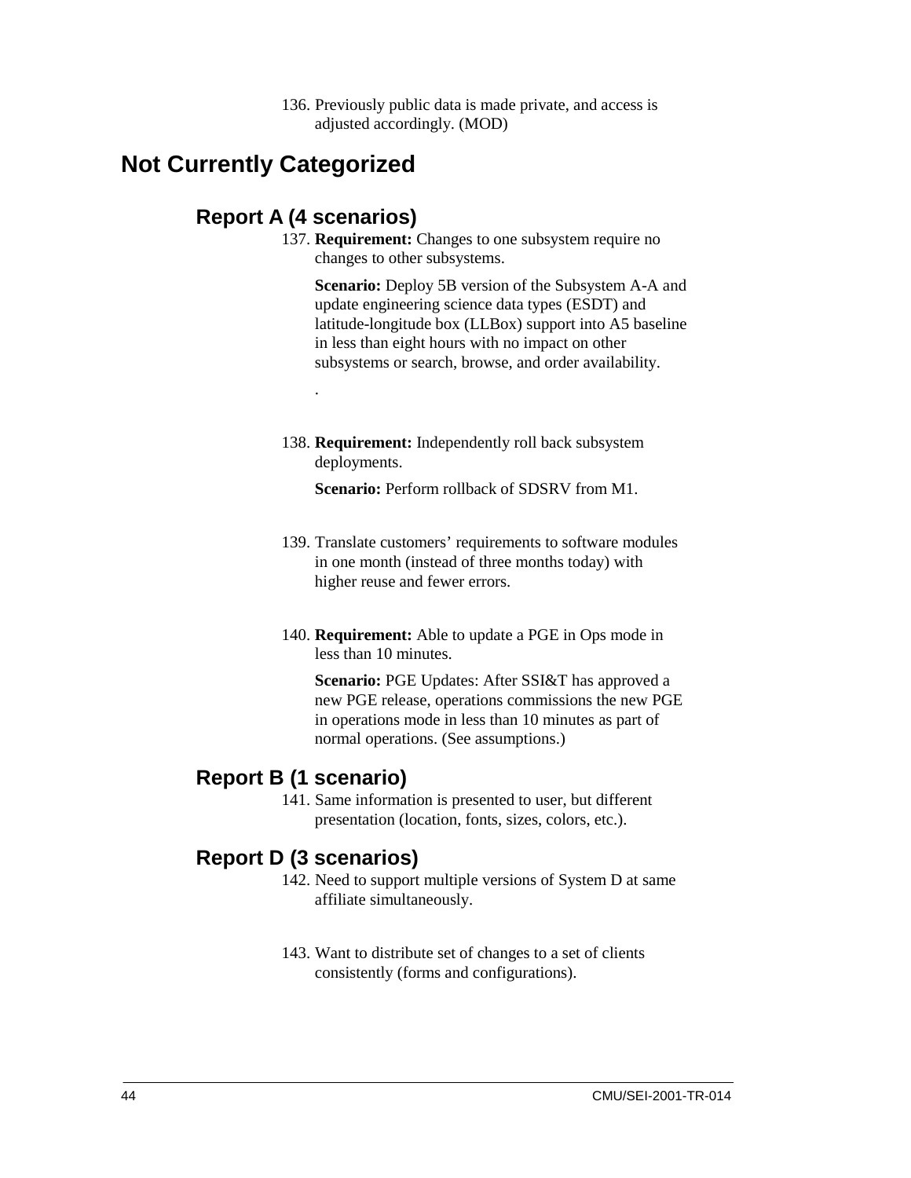136. Previously public data is made private, and access is adjusted accordingly. (MOD)

# Not Currently Categorized

## Report A (4 scenarios)

137. **Requirement:** Changes to one subsystem require no changes to other subsystems.

     **Scenario:** Deploy 5B version of the Subsystem A-A and update engineering science data types (ESDT) and latitude-longitude box (LLBox) support into A5 baseline in less than eight hours with no impact on other subsystems or search, browse, and order availability.

     .

138. **Requirement:** Independently roll back subsystem deployments.

     **Scenario:** Perform rollback of SDSRV from M1.

139. Translate customers' requirements to software modules in one month (instead of three months today) with higher reuse and fewer errors.

140. **Requirement:** Able to update a PGE in Ops mode in less than 10 minutes.

     **Scenario:** PGE Updates: After SSI&T has approved a new PGE release, operations commissions the new PGE in operations mode in less than 10 minutes as part of normal operations. (See assumptions.)

## Report B (1 scenario)

141. Same information is presented to user, but different presentation (location, fonts, sizes, colors, etc.).

## Report D (3 scenarios)

142. Need to support multiple versions of System D at same affiliate simultaneously.

143. Want to distribute set of changes to a set of clients consistently (forms and configurations).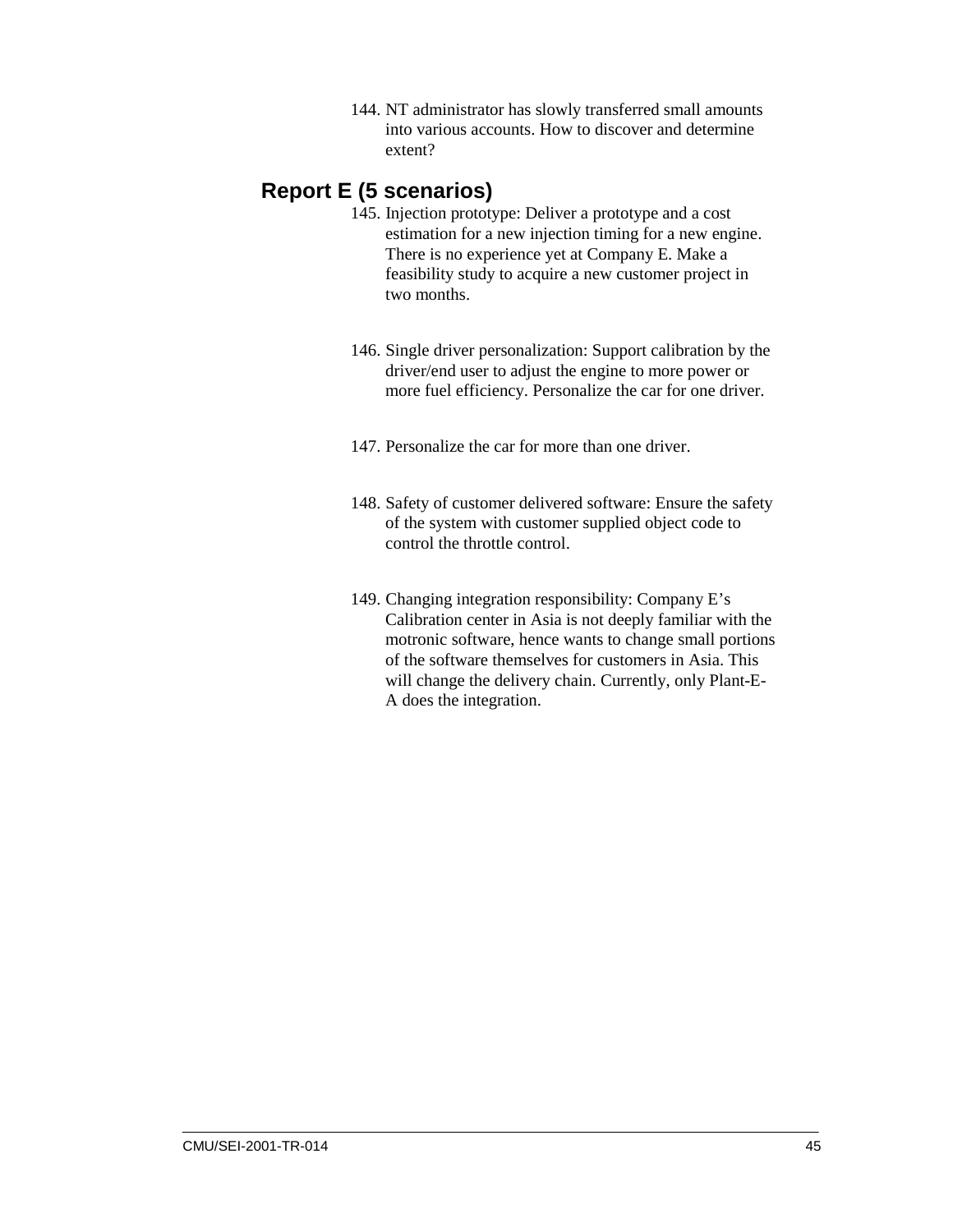144. NT administrator has slowly transferred small amounts into various accounts. How to discover and determine extent?

## Report E (5 scenarios)

145. Injection prototype: Deliver a prototype and a cost estimation for a new injection timing for a new engine. There is no experience yet at Company E. Make a feasibility study to acquire a new customer project in two months.

146. Single driver personalization: Support calibration by the driver/end user to adjust the engine to more power or more fuel efficiency. Personalize the car for one driver.

147. Personalize the car for more than one driver.

148. Safety of customer delivered software: Ensure the safety of the system with customer supplied object code to control the throttle control.

149. Changing integration responsibility: Company E's Calibration center in Asia is not deeply familiar with the motronic software, hence wants to change small portions of the software themselves for customers in Asia. This will change the delivery chain. Currently, only Plant-E-A does the integration.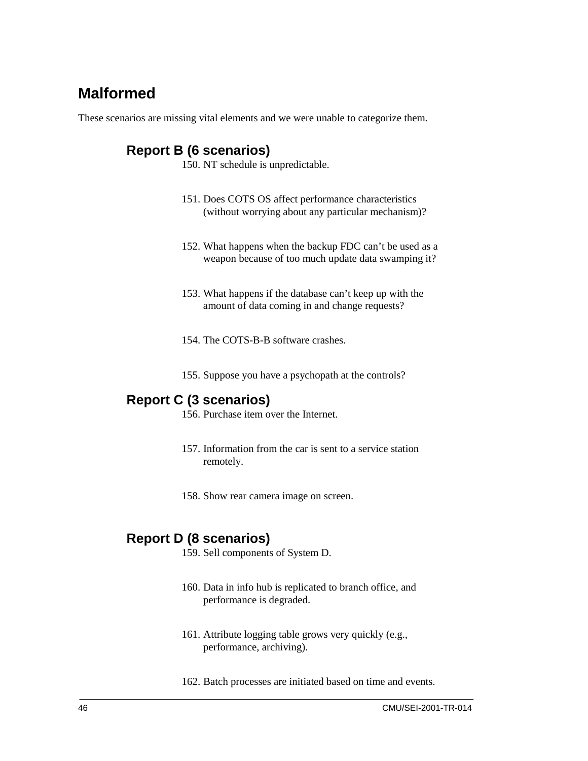## Malformed

These scenarios are missing vital elements and we were unable to categorize them.

### Report B (6 scenarios)

150. NT schedule is unpredictable.

151. Does COTS OS affect performance characteristics (without worrying about any particular mechanism)?

152. What happens when the backup FDC can't be used as a weapon because of too much update data swamping it?

153. What happens if the database can't keep up with the amount of data coming in and change requests?

154. The COTS-B-B software crashes.

155. Suppose you have a psychopath at the controls?

### Report C (3 scenarios)

156. Purchase item over the Internet.

157. Information from the car is sent to a service station remotely.

158. Show rear camera image on screen.

### Report D (8 scenarios)

159. Sell components of System D.

160. Data in info hub is replicated to branch office, and performance is degraded.

161. Attribute logging table grows very quickly (e.g., performance, archiving).

162. Batch processes are initiated based on time and events.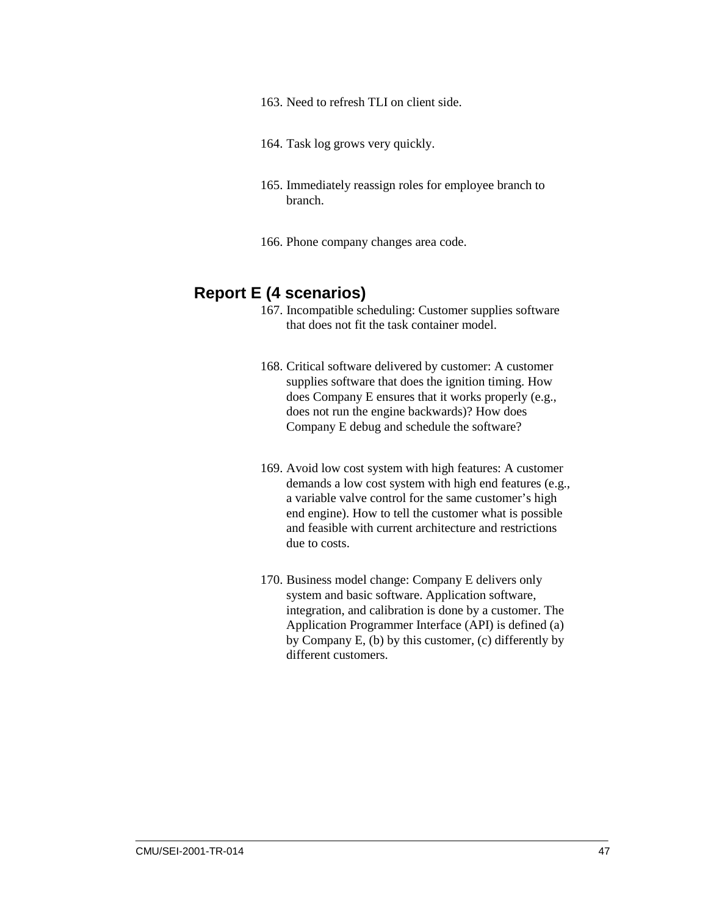163. Need to refresh TLI on client side.

164. Task log grows very quickly.

165. Immediately reassign roles for employee branch to branch.

166. Phone company changes area code.

## Report E (4 scenarios)

167. Incompatible scheduling: Customer supplies software that does not fit the task container model.

168. Critical software delivered by customer: A customer supplies software that does the ignition timing. How does Company E ensures that it works properly (e.g., does not run the engine backwards)? How does Company E debug and schedule the software?

169. Avoid low cost system with high features: A customer demands a low cost system with high end features (e.g., a variable valve control for the same customer's high end engine). How to tell the customer what is possible and feasible with current architecture and restrictions due to costs.

170. Business model change: Company E delivers only system and basic software. Application software, integration, and calibration is done by a customer. The Application Programmer Interface (API) is defined (a) by Company E, (b) by this customer, (c) differently by different customers.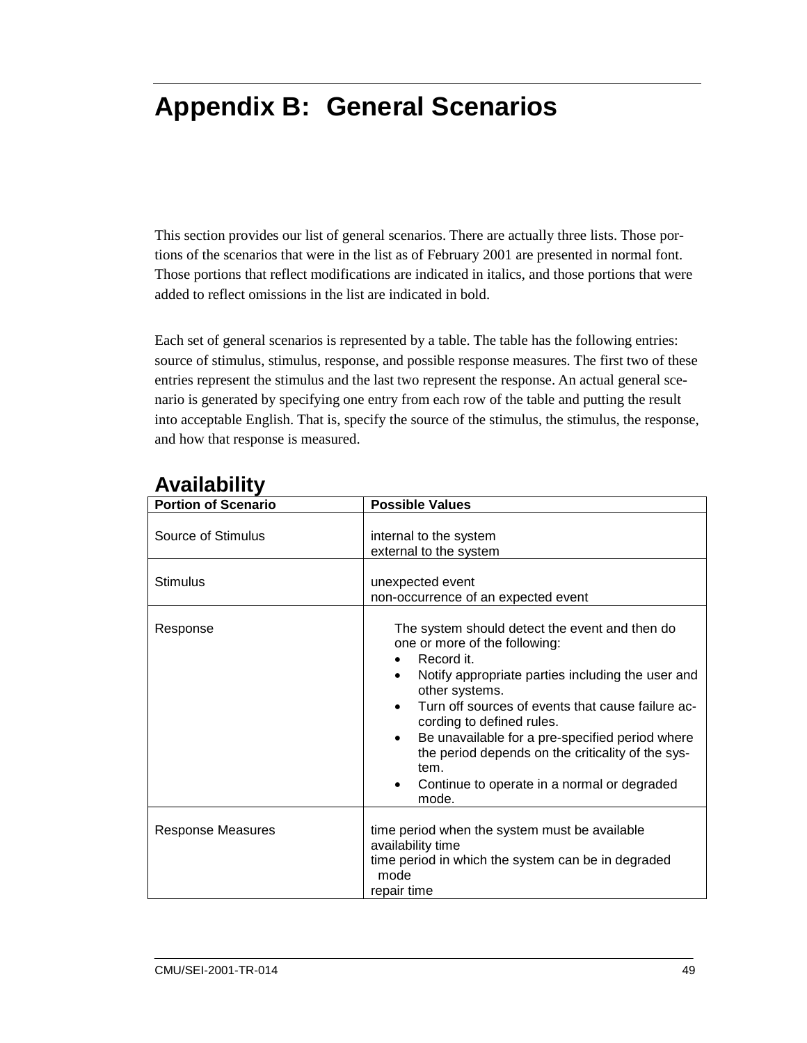# Appendix B: General Scenarios

This section provides our list of general scenarios. There are actually three lists. Those portions of the scenarios that were in the list as of February 2001 are presented in normal font. Those portions that reflect modifications are indicated in italics, and those portions that were added to reflect omissions in the list are indicated in bold.

Each set of general scenarios is represented by a table. The table has the following entries: source of stimulus, stimulus, response, and possible response measures. The first two of these entries represent the stimulus and the last two represent the response. An actual general scenario is generated by specifying one entry from each row of the table and putting the result into acceptable English. That is, specify the source of the stimulus, the stimulus, the response, and how that response is measured.

## Availability

| Portion of Scenario | Possible Values |
|---|---|
| Source of Stimulus | internal to the system<br>external to the system |
| Stimulus | unexpected event<br>non-occurrence of an expected event |
| Response | The system should detect the event and then do one or more of the following:<br>• Record it.<br>• Notify appropriate parties including the user and other systems.<br>• Turn off sources of events that cause failure according to defined rules.<br>• Be unavailable for a pre-specified period where the period depends on the criticality of the system.<br>• Continue to operate in a normal or degraded mode. |
| Response Measures | time period when the system must be available<br>availability time<br>time period in which the system can be in degraded mode<br>repair time |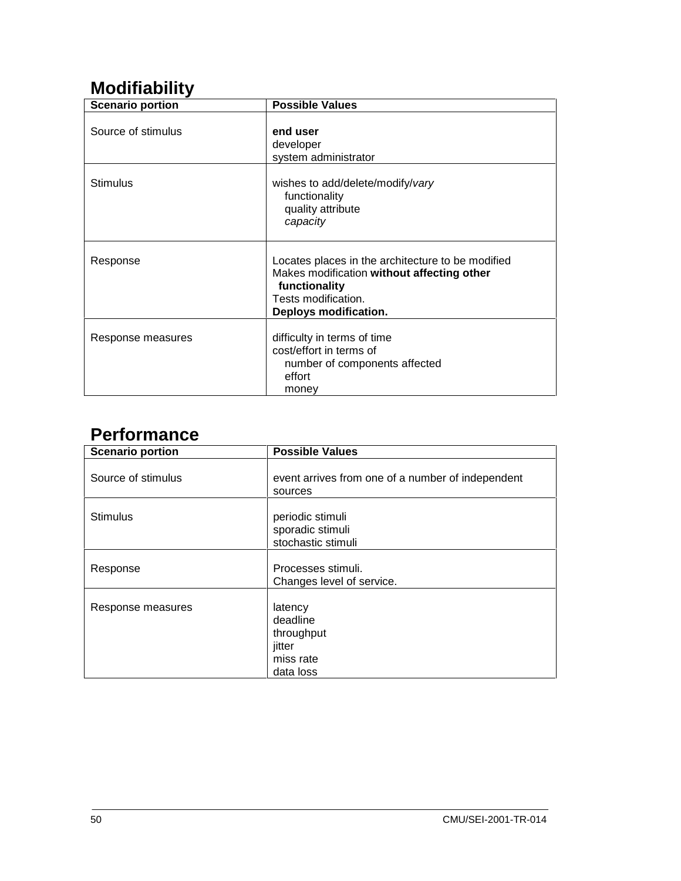## Modifiability

| Scenario portion | Possible Values |
|---|---|
| Source of stimulus | **end user**<br>developer<br>system administrator |
| Stimulus | wishes to add/delete/modify/*vary*<br>functionality<br>quality attribute<br>*capacity* |
| Response | Locates places in the architecture to be modified<br>Makes modification **without affecting other functionality**<br>Tests modification.<br>**Deploys modification.** |
| Response measures | difficulty in terms of time<br>cost/effort in terms of<br>number of components affected<br>effort<br>money |

## Performance

| Scenario portion | Possible Values |
|---|---|
| Source of stimulus | event arrives from one of a number of independent sources |
| Stimulus | periodic stimuli<br>sporadic stimuli<br>stochastic stimuli |
| Response | Processes stimuli.<br>Changes level of service. |
| Response measures | latency<br>deadline<br>throughput<br>jitter<br>miss rate<br>data loss |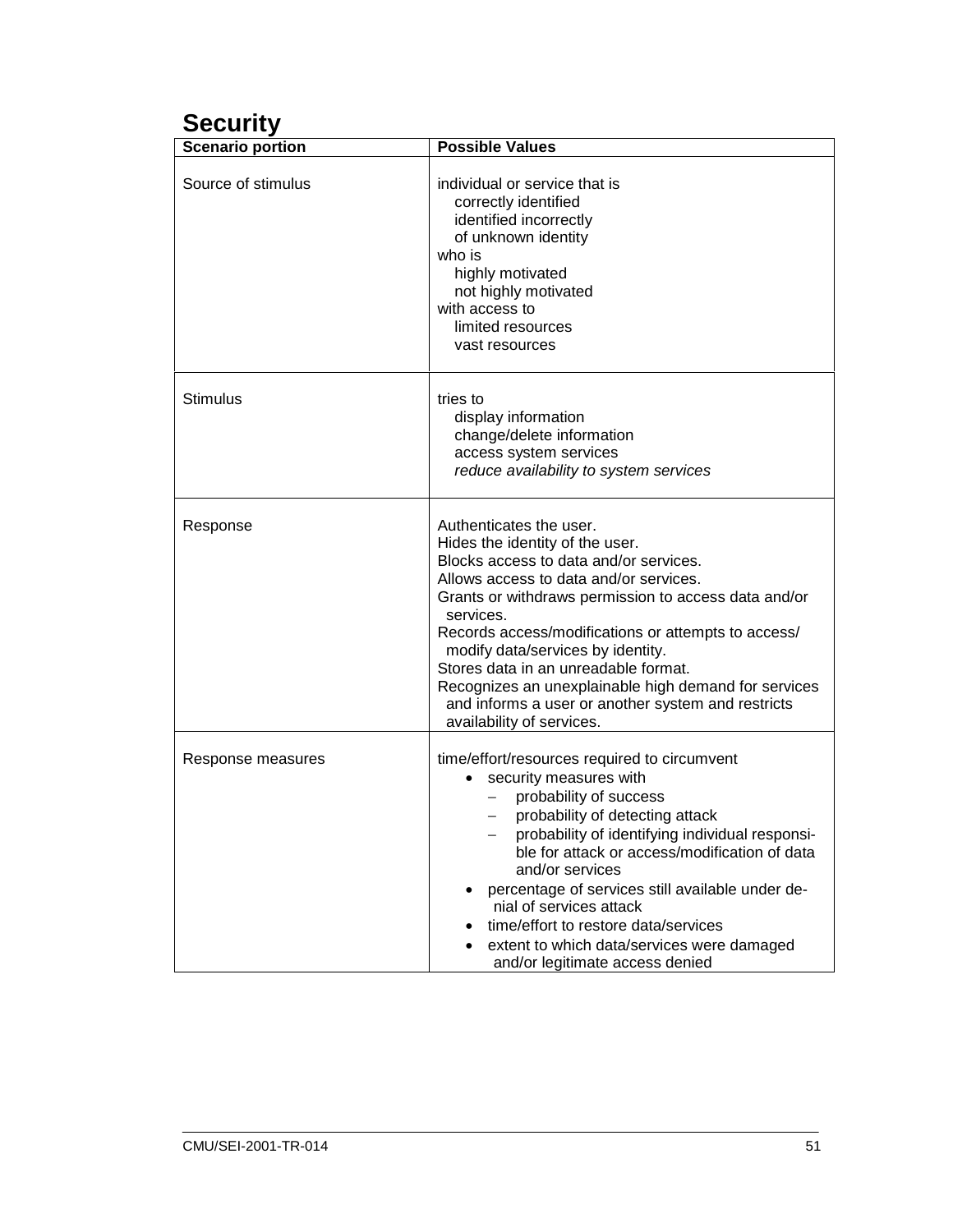## Security

| Scenario portion | Possible Values |
| --- | --- |
| Source of stimulus | individual or service that is<br>correctly identified<br>identified incorrectly<br>of unknown identity<br>who is<br>highly motivated<br>not highly motivated<br>with access to<br>limited resources<br>vast resources |
| Stimulus | tries to<br>display information<br>change/delete information<br>access system services<br>*reduce availability to system services* |
| Response | Authenticates the user.<br>Hides the identity of the user.<br>Blocks access to data and/or services.<br>Allows access to data and/or services.<br>Grants or withdraws permission to access data and/or services.<br>Records access/modifications or attempts to access/modify data/services by identity.<br>Stores data in an unreadable format.<br>Recognizes an unexplainable high demand for services and informs a user or another system and restricts availability of services. |
| Response measures | time/effort/resources required to circumvent<br>• security measures with<br>– probability of success<br>– probability of detecting attack<br>– probability of identifying individual responsible for attack or access/modification of data and/or services<br>• percentage of services still available under denial of services attack<br>• time/effort to restore data/services<br>• extent to which data/services were damaged and/or legitimate access denied |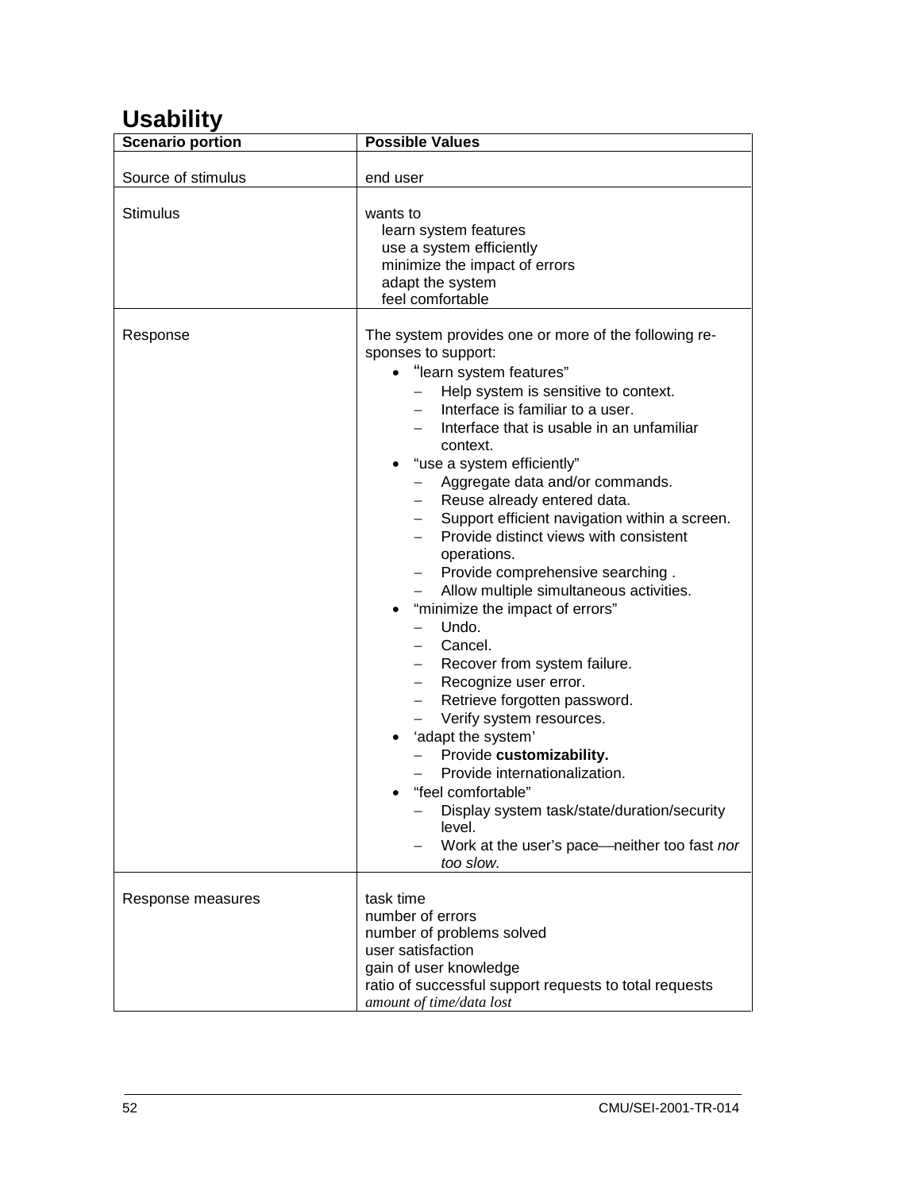## Usability

| Scenario portion | Possible Values |
|---|---|
| Source of stimulus | end user |
| Stimulus | wants to<br>learn system features<br>use a system efficiently<br>minimize the impact of errors<br>adapt the system<br>feel comfortable |
| Response | The system provides one or more of the following responses to support:<br>• "learn system features"<br>– Help system is sensitive to context.<br>– Interface is familiar to a user.<br>– Interface that is usable in an unfamiliar context.<br>• "use a system efficiently"<br>– Aggregate data and/or commands.<br>– Reuse already entered data.<br>– Support efficient navigation within a screen.<br>– Provide distinct views with consistent operations.<br>– Provide comprehensive searching .<br>– Allow multiple simultaneous activities.<br>• "minimize the impact of errors"<br>– Undo.<br>– Cancel.<br>– Recover from system failure.<br>– Recognize user error.<br>– Retrieve forgotten password.<br>– Verify system resources.<br>• 'adapt the system'<br>– Provide **customizability.**<br>– Provide internationalization.<br>• "feel comfortable"<br>– Display system task/state/duration/security level.<br>– Work at the user's pace—neither too fast *nor too slow.* |
| Response measures | task time<br>number of errors<br>number of problems solved<br>user satisfaction<br>gain of user knowledge<br>ratio of successful support requests to total requests<br>*amount of time/data lost* |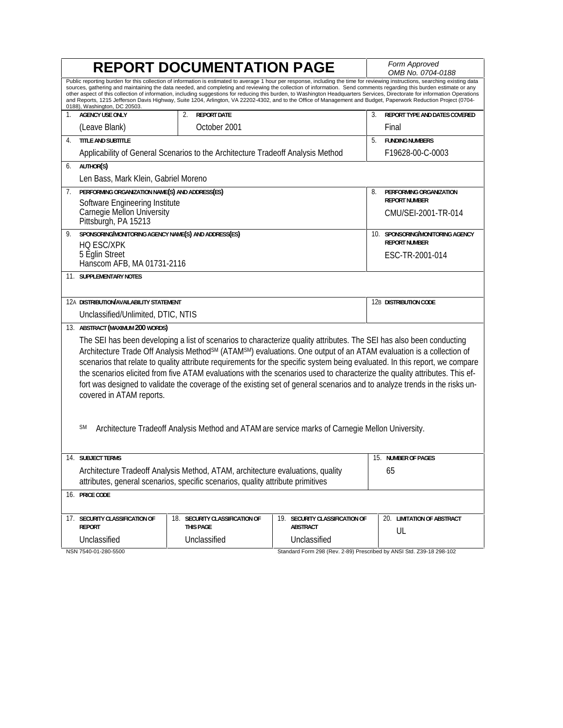# REPORT DOCUMENTATION PAGE

*Form Approved*
*OMB No. 0704-0188*

Public reporting burden for this collection of information is estimated to average 1 hour per response, including the time for reviewing instructions, searching existing data sources, gathering and maintaining the data needed, and completing and reviewing the collection of information. Send comments regarding this burden estimate or any other aspect of this collection of information, including suggestions for reducing this burden, to Washington Headquarters Services, Directorate for information Operations and Reports, 1215 Jefferson Davis Highway, Suite 1204, Arlington, VA 22202-4302, and to the Office of Management and Budget, Paperwork Reduction Project (0704-0188), Washington, DC 20503.

| | | |
|---|---|---|
| 1. **AGENCY USE ONLY**<br>(Leave Blank) | 2. **REPORT DATE**<br>October 2001 | 3. **REPORT TYPE AND DATES COVERED**<br>Final |
| 4. **TITLE AND SUBTITLE**<br>Applicability of General Scenarios to the Architecture Tradeoff Analysis Method | | 5. **FUNDING NUMBERS**<br>F19628-00-C-0003 |
| 6. **AUTHOR(S)**<br>Len Bass, Mark Klein, Gabriel Moreno | | |
| 7. **PERFORMING ORGANIZATION NAME(S) AND ADDRESS(ES)**<br>Software Engineering Institute<br>Carnegie Mellon University<br>Pittsburgh, PA 15213 | | 8. **PERFORMING ORGANIZATION REPORT NUMBER**<br>CMU/SEI-2001-TR-014 |
| 9. **SPONSORING/MONITORING AGENCY NAME(S) AND ADDRESS(ES)**<br>HQ ESC/XPK<br>5 Eglin Street<br>Hanscom AFB, MA 01731-2116 | | 10. **SPONSORING/MONITORING AGENCY REPORT NUMBER**<br>ESC-TR-2001-014 |
| 11. **SUPPLEMENTARY NOTES** | | |
| 12A **DISTRIBUTION/AVAILABILITY STATEMENT**<br>Unclassified/Unlimited, DTIC, NTIS | | 12B **DISTRIBUTION CODE** |

13. **ABSTRACT (MAXIMUM 200 WORDS)**

The SEI has been developing a list of scenarios to characterize quality attributes. The SEI has also been conducting Architecture Trade Off Analysis Method[SM] (ATAM[SM]) evaluations. One output of an ATAM evaluation is a collection of scenarios that relate to quality attribute requirements for the specific system being evaluated. In this report, we compare the scenarios elicited from five ATAM evaluations with the scenarios used to characterize the quality attributes. This effort was designed to validate the coverage of the existing set of general scenarios and to analyze trends in the risks uncovered in ATAM reports.

[SM] Architecture Tradeoff Analysis Method and ATAM are service marks of Carnegie Mellon University.

| | | | |
|---|---|---|---|
| 14. **SUBJECT TERMS**<br>Architecture Tradeoff Analysis Method, ATAM, architecture evaluations, quality attributes, general scenarios, specific scenarios, quality attribute primitives | | | 15. **NUMBER OF PAGES**<br>65 |
| 16. **PRICE CODE** | | | |
| 17. **SECURITY CLASSIFICATION OF REPORT**<br>Unclassified | 18. **SECURITY CLASSIFICATION OF THIS PAGE**<br>Unclassified | 19. **SECURITY CLASSIFICATION OF ABSTRACT**<br>Unclassified | 20. **LIMITATION OF ABSTRACT**<br>UL |

NSN 7540-01-280-5500

Standard Form 298 (Rev. 2-89) Prescribed by ANSI Std. Z39-18 298-102